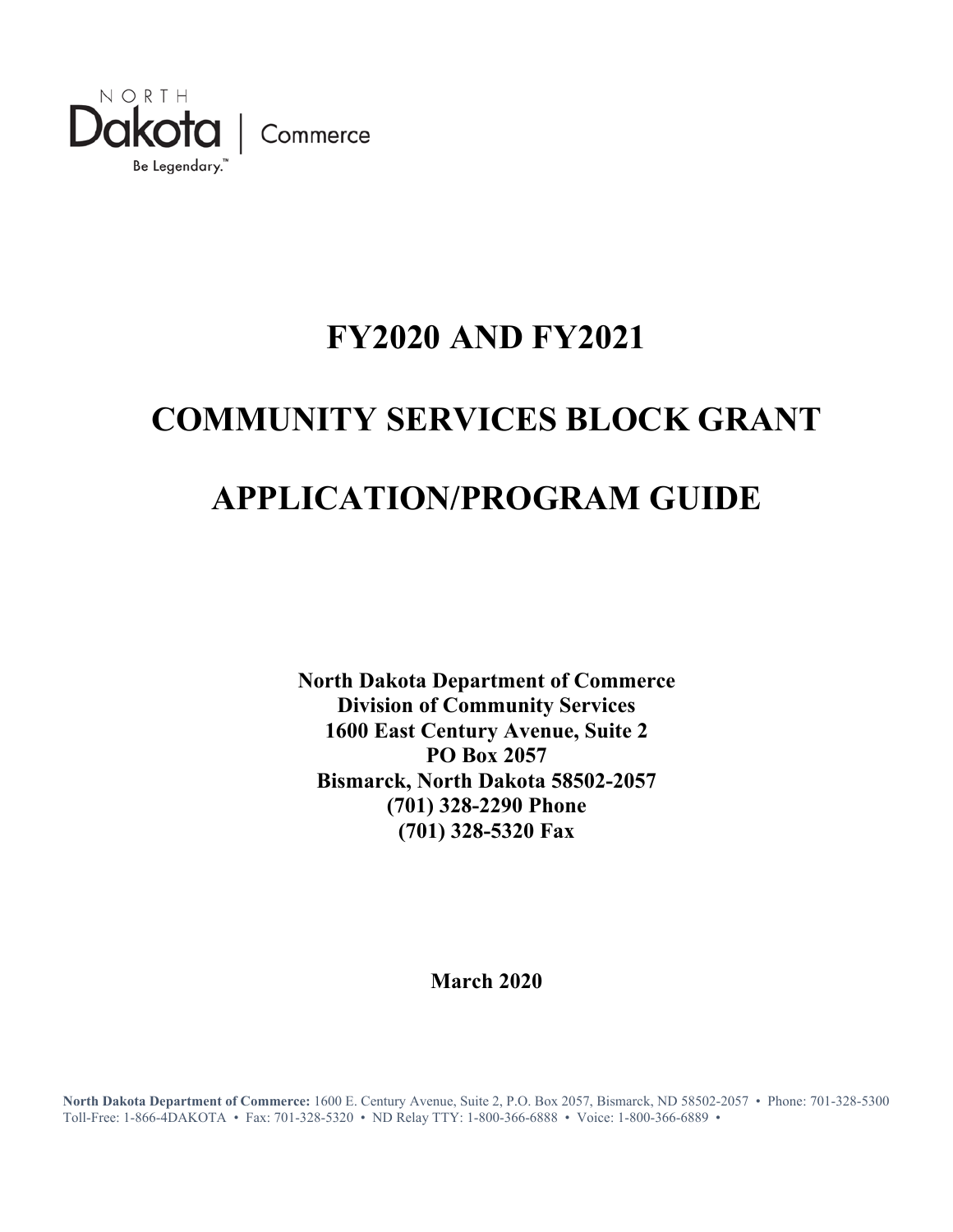NORTH Dakota | Commerce

Be Legendary.™

# FY2020 AND FY2021

# COMMUNITY SERVICES BLOCK GRANT

# APPLICATION/PROGRAM GUIDE

**North Dakota Department of Commerce**
**Division of Community Services**
**1600 East Century Avenue, Suite 2**
**PO Box 2057**
**Bismarck, North Dakota 58502-2057**
**(701) 328-2290 Phone**
**(701) 328-5320 Fax**

**March 2020**

**North Dakota Department of Commerce:** 1600 E. Century Avenue, Suite 2, P.O. Box 2057, Bismarck, ND 58502-2057 • Phone: 701-328-5300
Toll-Free: 1-866-4DAKOTA • Fax: 701-328-5320 • ND Relay TTY: 1-800-366-6888 • Voice: 1-800-366-6889 •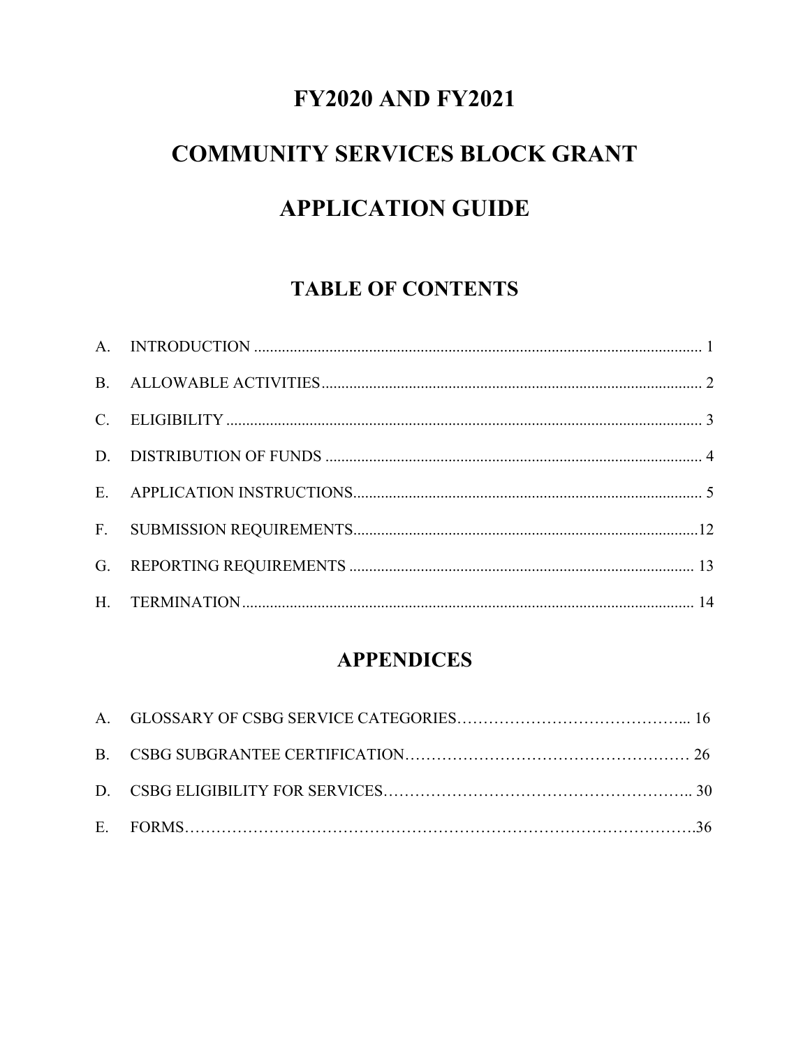# FY2020 AND FY2021

# COMMUNITY SERVICES BLOCK GRANT

# APPLICATION GUIDE

## TABLE OF CONTENTS

A. INTRODUCTION ........................................................................................................ 1

B. ALLOWABLE ACTIVITIES ....................................................................................... 2

C. ELIGIBILITY ............................................................................................................. 3

D. DISTRIBUTION OF FUNDS ..................................................................................... 4

E. APPLICATION INSTRUCTIONS ............................................................................... 5

F. SUBMISSION REQUIREMENTS .............................................................................. 12

G. REPORTING REQUIREMENTS .............................................................................. 13

H. TERMINATION ......................................................................................................... 14

## APPENDICES

A. GLOSSARY OF CSBG SERVICE CATEGORIES……………………………………... 16

B. CSBG SUBGRANTEE CERTIFICATION……………………………………………… 26

D. CSBG ELIGIBILITY FOR SERVICES………………………………………………….. 30

E. FORMS……………………………………………………………………………………..36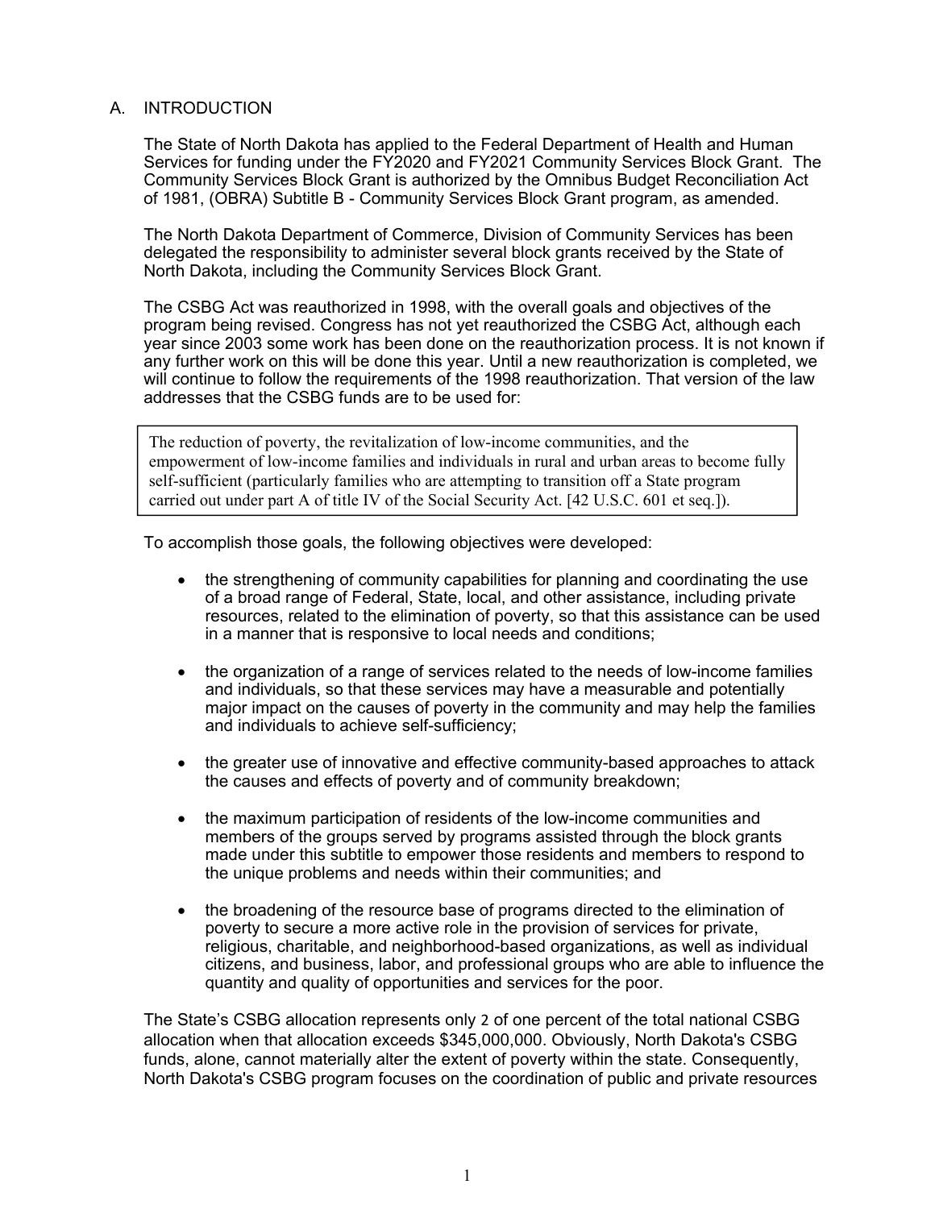## A. INTRODUCTION

The State of North Dakota has applied to the Federal Department of Health and Human Services for funding under the FY2020 and FY2021 Community Services Block Grant. The Community Services Block Grant is authorized by the Omnibus Budget Reconciliation Act of 1981, (OBRA) Subtitle B - Community Services Block Grant program, as amended.

The North Dakota Department of Commerce, Division of Community Services has been delegated the responsibility to administer several block grants received by the State of North Dakota, including the Community Services Block Grant.

The CSBG Act was reauthorized in 1998, with the overall goals and objectives of the program being revised. Congress has not yet reauthorized the CSBG Act, although each year since 2003 some work has been done on the reauthorization process. It is not known if any further work on this will be done this year. Until a new reauthorization is completed, we will continue to follow the requirements of the 1998 reauthorization. That version of the law addresses that the CSBG funds are to be used for:

> The reduction of poverty, the revitalization of low-income communities, and the empowerment of low-income families and individuals in rural and urban areas to become fully self-sufficient (particularly families who are attempting to transition off a State program carried out under part A of title IV of the Social Security Act. [42 U.S.C. 601 et seq.]).

To accomplish those goals, the following objectives were developed:

- the strengthening of community capabilities for planning and coordinating the use of a broad range of Federal, State, local, and other assistance, including private resources, related to the elimination of poverty, so that this assistance can be used in a manner that is responsive to local needs and conditions;
- the organization of a range of services related to the needs of low-income families and individuals, so that these services may have a measurable and potentially major impact on the causes of poverty in the community and may help the families and individuals to achieve self-sufficiency;
- the greater use of innovative and effective community-based approaches to attack the causes and effects of poverty and of community breakdown;
- the maximum participation of residents of the low-income communities and members of the groups served by programs assisted through the block grants made under this subtitle to empower those residents and members to respond to the unique problems and needs within their communities; and
- the broadening of the resource base of programs directed to the elimination of poverty to secure a more active role in the provision of services for private, religious, charitable, and neighborhood-based organizations, as well as individual citizens, and business, labor, and professional groups who are able to influence the quantity and quality of opportunities and services for the poor.

The State's CSBG allocation represents only 2 of one percent of the total national CSBG allocation when that allocation exceeds $345,000,000. Obviously, North Dakota's CSBG funds, alone, cannot materially alter the extent of poverty within the state. Consequently, North Dakota's CSBG program focuses on the coordination of public and private resources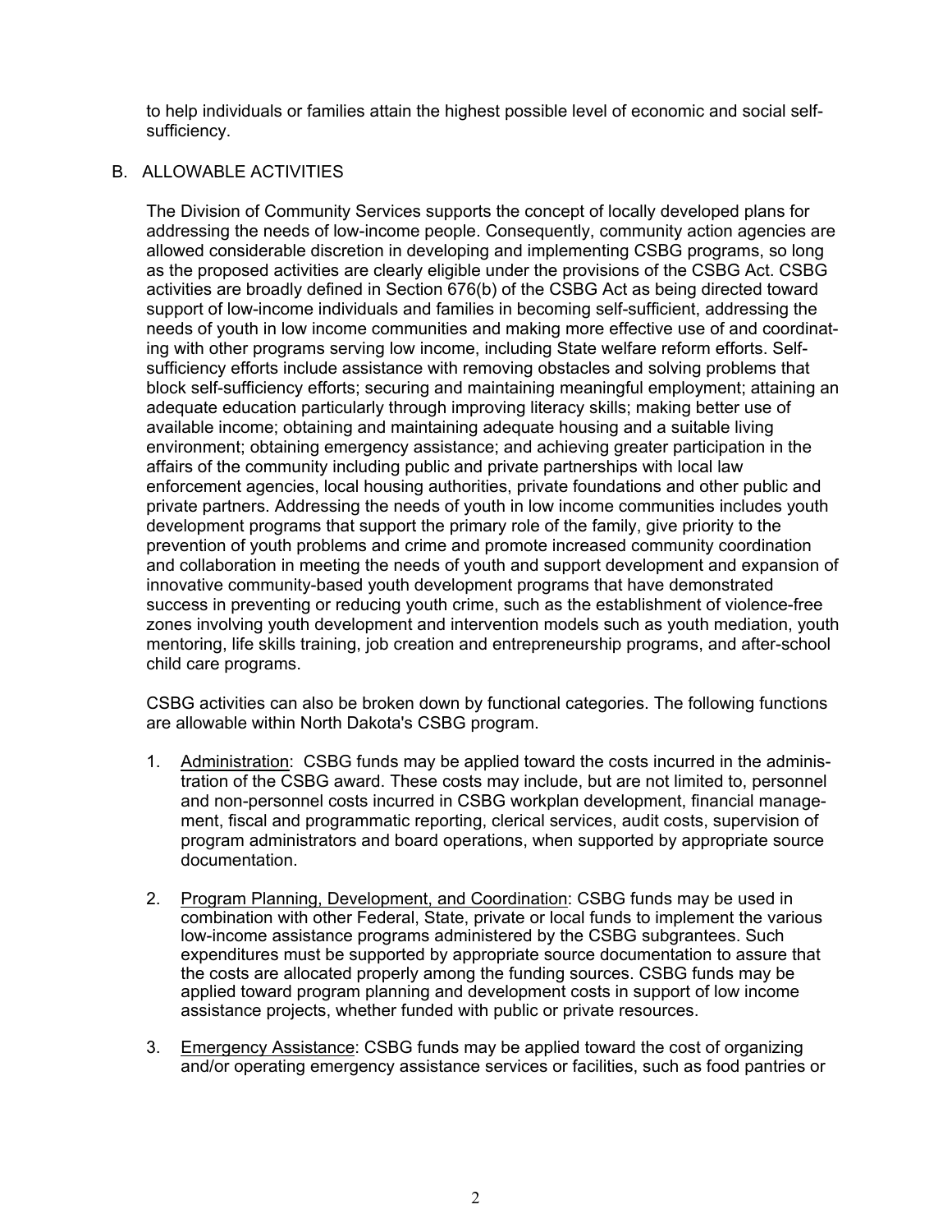to help individuals or families attain the highest possible level of economic and social self-sufficiency.

## B. ALLOWABLE ACTIVITIES

The Division of Community Services supports the concept of locally developed plans for addressing the needs of low-income people. Consequently, community action agencies are allowed considerable discretion in developing and implementing CSBG programs, so long as the proposed activities are clearly eligible under the provisions of the CSBG Act. CSBG activities are broadly defined in Section 676(b) of the CSBG Act as being directed toward support of low-income individuals and families in becoming self-sufficient, addressing the needs of youth in low income communities and making more effective use of and coordinating with other programs serving low income, including State welfare reform efforts. Self-sufficiency efforts include assistance with removing obstacles and solving problems that block self-sufficiency efforts; securing and maintaining meaningful employment; attaining an adequate education particularly through improving literacy skills; making better use of available income; obtaining and maintaining adequate housing and a suitable living environment; obtaining emergency assistance; and achieving greater participation in the affairs of the community including public and private partnerships with local law enforcement agencies, local housing authorities, private foundations and other public and private partners. Addressing the needs of youth in low income communities includes youth development programs that support the primary role of the family, give priority to the prevention of youth problems and crime and promote increased community coordination and collaboration in meeting the needs of youth and support development and expansion of innovative community-based youth development programs that have demonstrated success in preventing or reducing youth crime, such as the establishment of violence-free zones involving youth development and intervention models such as youth mediation, youth mentoring, life skills training, job creation and entrepreneurship programs, and after-school child care programs.

CSBG activities can also be broken down by functional categories. The following functions are allowable within North Dakota's CSBG program.

1. Administration: CSBG funds may be applied toward the costs incurred in the administration of the CSBG award. These costs may include, but are not limited to, personnel and non-personnel costs incurred in CSBG workplan development, financial management, fiscal and programmatic reporting, clerical services, audit costs, supervision of program administrators and board operations, when supported by appropriate source documentation.

2. Program Planning, Development, and Coordination: CSBG funds may be used in combination with other Federal, State, private or local funds to implement the various low-income assistance programs administered by the CSBG subgrantees. Such expenditures must be supported by appropriate source documentation to assure that the costs are allocated properly among the funding sources. CSBG funds may be applied toward program planning and development costs in support of low income assistance projects, whether funded with public or private resources.

3. Emergency Assistance: CSBG funds may be applied toward the cost of organizing and/or operating emergency assistance services or facilities, such as food pantries or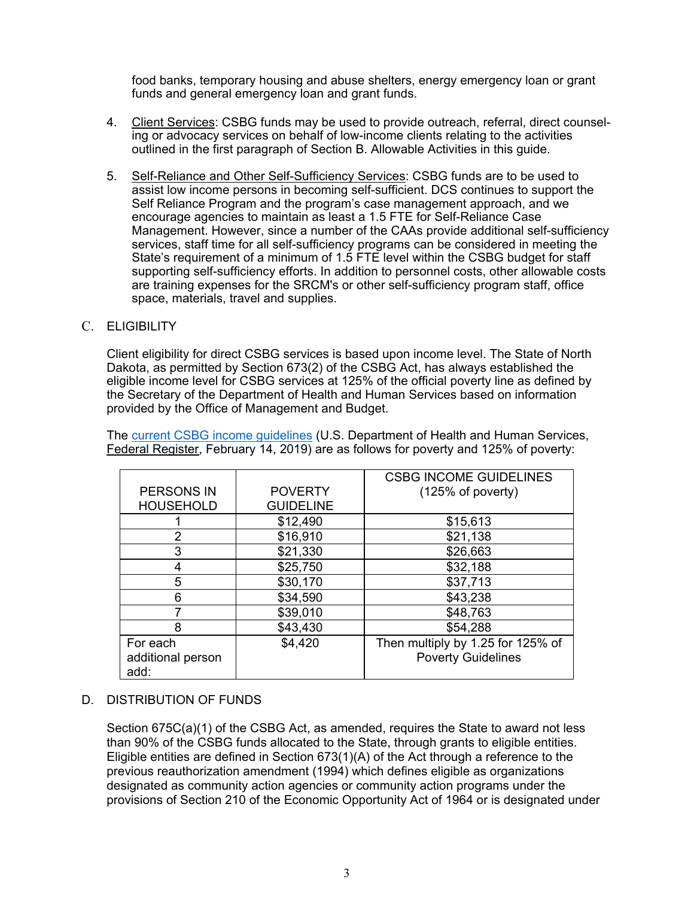food banks, temporary housing and abuse shelters, energy emergency loan or grant funds and general emergency loan and grant funds.

4. Client Services: CSBG funds may be used to provide outreach, referral, direct counseling or advocacy services on behalf of low-income clients relating to the activities outlined in the first paragraph of Section B. Allowable Activities in this guide.

5. Self-Reliance and Other Self-Sufficiency Services: CSBG funds are to be used to assist low income persons in becoming self-sufficient. DCS continues to support the Self Reliance Program and the program's case management approach, and we encourage agencies to maintain as least a 1.5 FTE for Self-Reliance Case Management. However, since a number of the CAAs provide additional self-sufficiency services, staff time for all self-sufficiency programs can be considered in meeting the State's requirement of a minimum of 1.5 FTE level within the CSBG budget for staff supporting self-sufficiency efforts. In addition to personnel costs, other allowable costs are training expenses for the SRCM's or other self-sufficiency program staff, office space, materials, travel and supplies.

## C. ELIGIBILITY

Client eligibility for direct CSBG services is based upon income level. The State of North Dakota, as permitted by Section 673(2) of the CSBG Act, has always established the eligible income level for CSBG services at 125% of the official poverty line as defined by the Secretary of the Department of Health and Human Services based on information provided by the Office of Management and Budget.

The current CSBG income guidelines (U.S. Department of Health and Human Services, Federal Register, February 14, 2019) are as follows for poverty and 125% of poverty:

| PERSONS IN HOUSEHOLD | POVERTY GUIDELINE | CSBG INCOME GUIDELINES (125% of poverty) |
|---|---|---|
| 1 | $12,490 | $15,613 |
| 2 | $16,910 | $21,138 |
| 3 | $21,330 | $26,663 |
| 4 | $25,750 | $32,188 |
| 5 | $30,170 | $37,713 |
| 6 | $34,590 | $43,238 |
| 7 | $39,010 | $48,763 |
| 8 | $43,430 | $54,288 |
| For each additional person add: | $4,420 | Then multiply by 1.25 for 125% of Poverty Guidelines |

## D. DISTRIBUTION OF FUNDS

Section 675C(a)(1) of the CSBG Act, as amended, requires the State to award not less than 90% of the CSBG funds allocated to the State, through grants to eligible entities. Eligible entities are defined in Section 673(1)(A) of the Act through a reference to the previous reauthorization amendment (1994) which defines eligible as organizations designated as community action agencies or community action programs under the provisions of Section 210 of the Economic Opportunity Act of 1964 or is designated under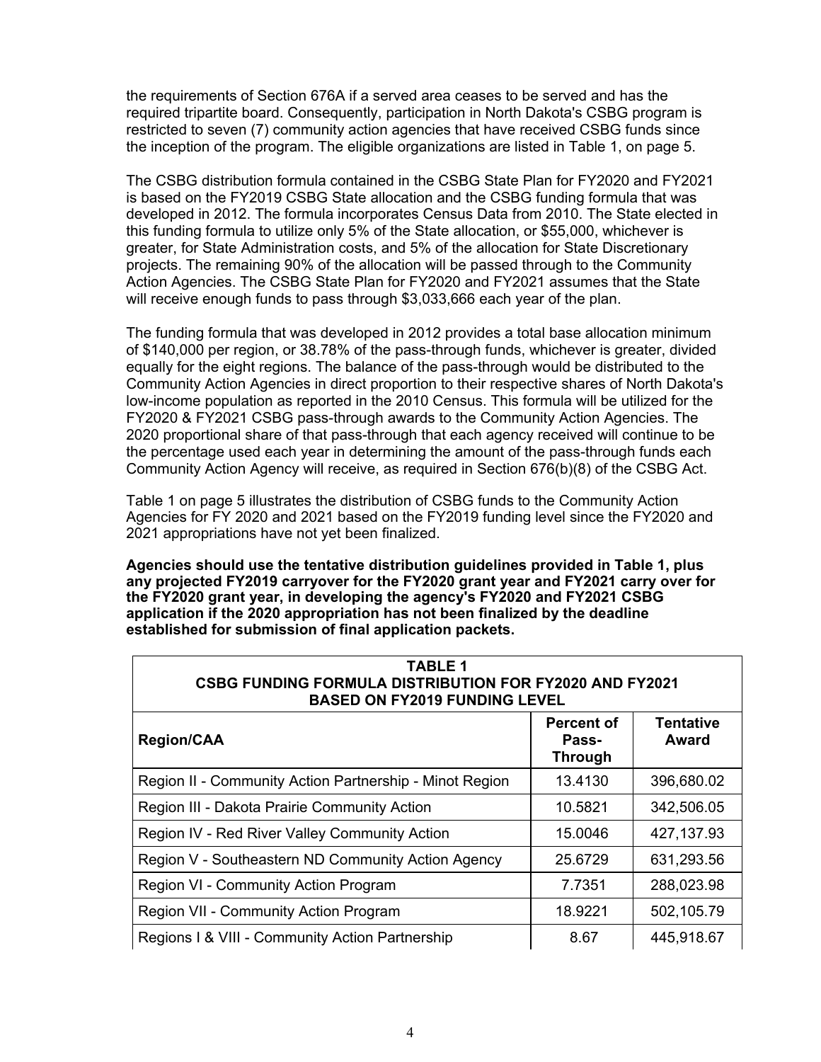the requirements of Section 676A if a served area ceases to be served and has the required tripartite board. Consequently, participation in North Dakota's CSBG program is restricted to seven (7) community action agencies that have received CSBG funds since the inception of the program. The eligible organizations are listed in Table 1, on page 5.

The CSBG distribution formula contained in the CSBG State Plan for FY2020 and FY2021 is based on the FY2019 CSBG State allocation and the CSBG funding formula that was developed in 2012. The formula incorporates Census Data from 2010. The State elected in this funding formula to utilize only 5% of the State allocation, or $55,000, whichever is greater, for State Administration costs, and 5% of the allocation for State Discretionary projects. The remaining 90% of the allocation will be passed through to the Community Action Agencies. The CSBG State Plan for FY2020 and FY2021 assumes that the State will receive enough funds to pass through $3,033,666 each year of the plan.

The funding formula that was developed in 2012 provides a total base allocation minimum of $140,000 per region, or 38.78% of the pass-through funds, whichever is greater, divided equally for the eight regions. The balance of the pass-through would be distributed to the Community Action Agencies in direct proportion to their respective shares of North Dakota's low-income population as reported in the 2010 Census. This formula will be utilized for the FY2020 & FY2021 CSBG pass-through awards to the Community Action Agencies. The 2020 proportional share of that pass-through that each agency received will continue to be the percentage used each year in determining the amount of the pass-through funds each Community Action Agency will receive, as required in Section 676(b)(8) of the CSBG Act.

Table 1 on page 5 illustrates the distribution of CSBG funds to the Community Action Agencies for FY 2020 and 2021 based on the FY2019 funding level since the FY2020 and 2021 appropriations have not yet been finalized.

**Agencies should use the tentative distribution guidelines provided in Table 1, plus any projected FY2019 carryover for the FY2020 grant year and FY2021 carry over for the FY2020 grant year, in developing the agency's FY2020 and FY2021 CSBG application if the 2020 appropriation has not been finalized by the deadline established for submission of final application packets.**

**TABLE 1**
**CSBG FUNDING FORMULA DISTRIBUTION FOR FY2020 AND FY2021 BASED ON FY2019 FUNDING LEVEL**

| Region/CAA | Percent of Pass-Through | Tentative Award |
|---|---|---|
| Region II - Community Action Partnership - Minot Region | 13.4130 | 396,680.02 |
| Region III - Dakota Prairie Community Action | 10.5821 | 342,506.05 |
| Region IV - Red River Valley Community Action | 15.0046 | 427,137.93 |
| Region V - Southeastern ND Community Action Agency | 25.6729 | 631,293.56 |
| Region VI - Community Action Program | 7.7351 | 288,023.98 |
| Region VII - Community Action Program | 18.9221 | 502,105.79 |
| Regions I & VIII - Community Action Partnership | 8.67 | 445,918.67 |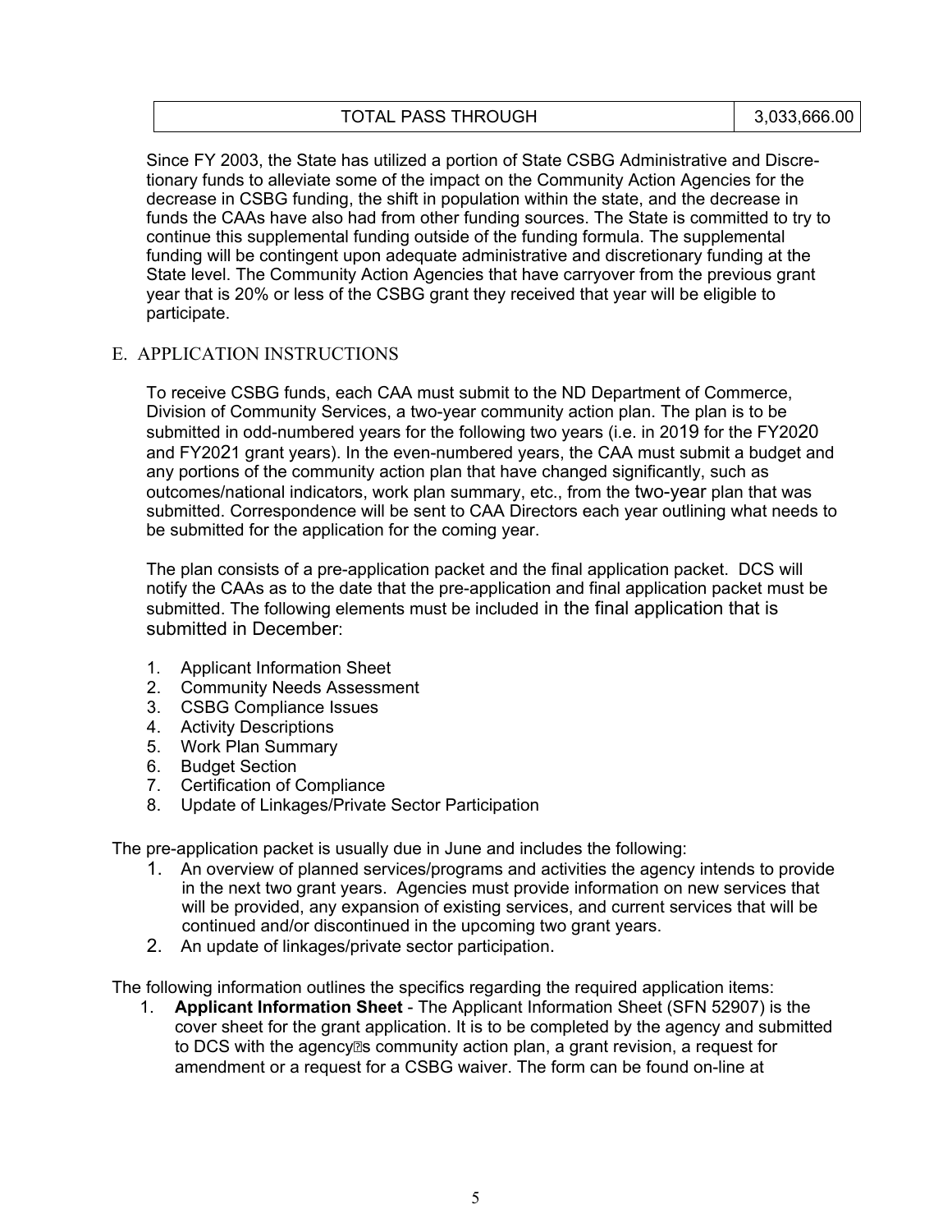| | |
|---|---|
| TOTAL PASS THROUGH | 3,033,666.00 |

Since FY 2003, the State has utilized a portion of State CSBG Administrative and Discretionary funds to alleviate some of the impact on the Community Action Agencies for the decrease in CSBG funding, the shift in population within the state, and the decrease in funds the CAAs have also had from other funding sources. The State is committed to try to continue this supplemental funding outside of the funding formula. The supplemental funding will be contingent upon adequate administrative and discretionary funding at the State level. The Community Action Agencies that have carryover from the previous grant year that is 20% or less of the CSBG grant they received that year will be eligible to participate.

## E. APPLICATION INSTRUCTIONS

To receive CSBG funds, each CAA must submit to the ND Department of Commerce, Division of Community Services, a two-year community action plan. The plan is to be submitted in odd-numbered years for the following two years (i.e. in 2019 for the FY2020 and FY2021 grant years). In the even-numbered years, the CAA must submit a budget and any portions of the community action plan that have changed significantly, such as outcomes/national indicators, work plan summary, etc., from the two-year plan that was submitted. Correspondence will be sent to CAA Directors each year outlining what needs to be submitted for the application for the coming year.

The plan consists of a pre-application packet and the final application packet. DCS will notify the CAAs as to the date that the pre-application and final application packet must be submitted. The following elements must be included in the final application that is submitted in December:

1. Applicant Information Sheet
2. Community Needs Assessment
3. CSBG Compliance Issues
4. Activity Descriptions
5. Work Plan Summary
6. Budget Section
7. Certification of Compliance
8. Update of Linkages/Private Sector Participation

The pre-application packet is usually due in June and includes the following:

1. An overview of planned services/programs and activities the agency intends to provide in the next two grant years. Agencies must provide information on new services that will be provided, any expansion of existing services, and current services that will be continued and/or discontinued in the upcoming two grant years.
2. An update of linkages/private sector participation.

The following information outlines the specifics regarding the required application items:

1. **Applicant Information Sheet** - The Applicant Information Sheet (SFN 52907) is the cover sheet for the grant application. It is to be completed by the agency and submitted to DCS with the agency's community action plan, a grant revision, a request for amendment or a request for a CSBG waiver. The form can be found on-line at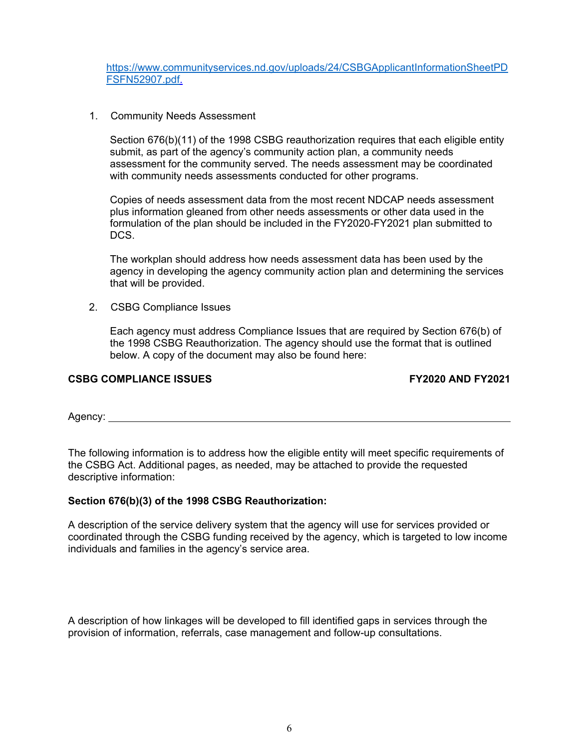https://www.communityservices.nd.gov/uploads/24/CSBGApplicantInformationSheetPDFSFN52907.pdf.

1. Community Needs Assessment

   Section 676(b)(11) of the 1998 CSBG reauthorization requires that each eligible entity submit, as part of the agency's community action plan, a community needs assessment for the community served. The needs assessment may be coordinated with community needs assessments conducted for other programs.

   Copies of needs assessment data from the most recent NDCAP needs assessment plus information gleaned from other needs assessments or other data used in the formulation of the plan should be included in the FY2020-FY2021 plan submitted to DCS.

   The workplan should address how needs assessment data has been used by the agency in developing the agency community action plan and determining the services that will be provided.

2. CSBG Compliance Issues

   Each agency must address Compliance Issues that are required by Section 676(b) of the 1998 CSBG Reauthorization. The agency should use the format that is outlined below. A copy of the document may also be found here:

**CSBG COMPLIANCE ISSUES** **FY2020 AND FY2021**

Agency: ______________________________________________________________

The following information is to address how the eligible entity will meet specific requirements of the CSBG Act. Additional pages, as needed, may be attached to provide the requested descriptive information:

**Section 676(b)(3) of the 1998 CSBG Reauthorization:**

A description of the service delivery system that the agency will use for services provided or coordinated through the CSBG funding received by the agency, which is targeted to low income individuals and families in the agency's service area.

A description of how linkages will be developed to fill identified gaps in services through the provision of information, referrals, case management and follow-up consultations.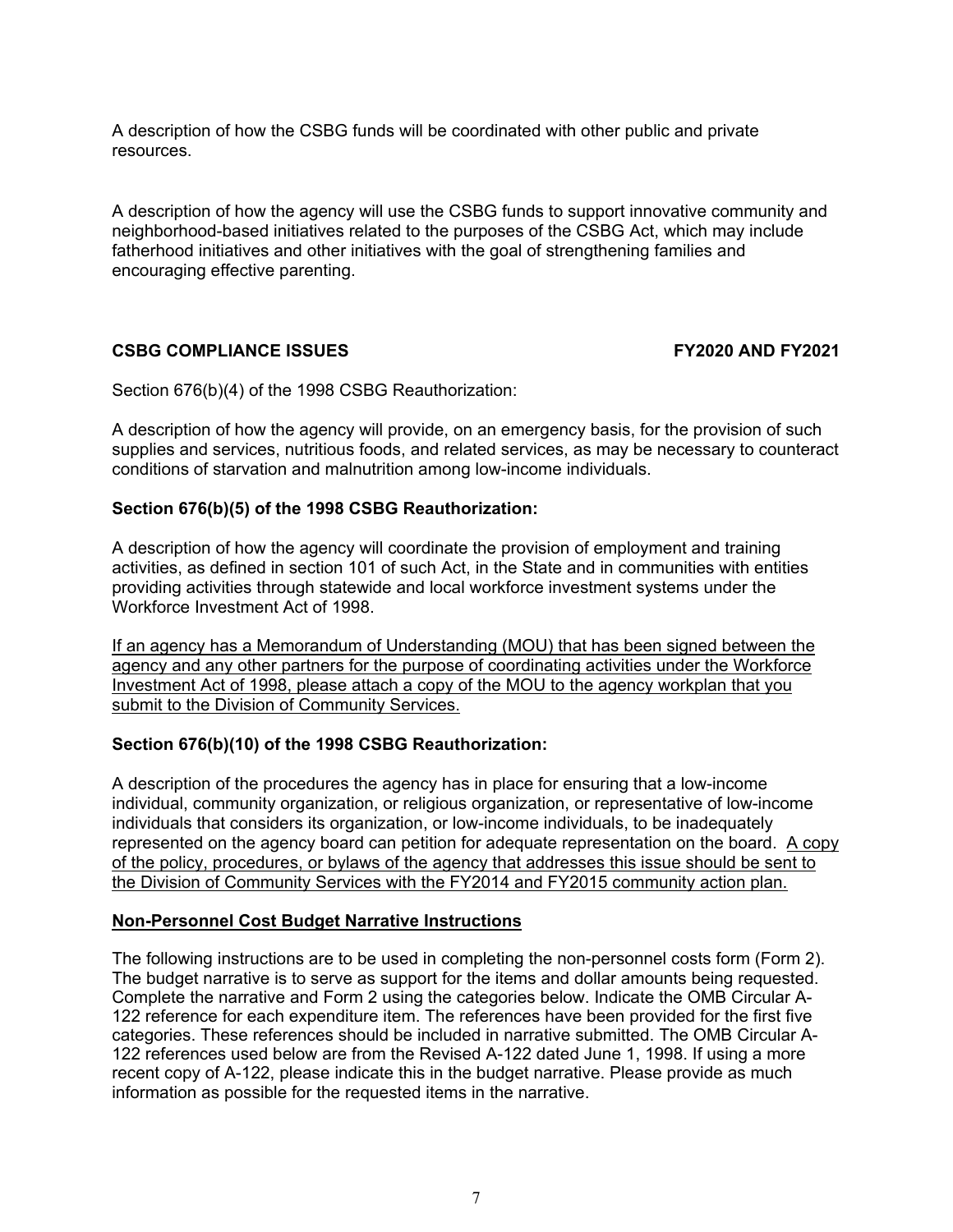A description of how the CSBG funds will be coordinated with other public and private resources.

A description of how the agency will use the CSBG funds to support innovative community and neighborhood-based initiatives related to the purposes of the CSBG Act, which may include fatherhood initiatives and other initiatives with the goal of strengthening families and encouraging effective parenting.

**CSBG COMPLIANCE ISSUES FY2020 AND FY2021**

Section 676(b)(4) of the 1998 CSBG Reauthorization:

A description of how the agency will provide, on an emergency basis, for the provision of such supplies and services, nutritious foods, and related services, as may be necessary to counteract conditions of starvation and malnutrition among low-income individuals.

**Section 676(b)(5) of the 1998 CSBG Reauthorization:**

A description of how the agency will coordinate the provision of employment and training activities, as defined in section 101 of such Act, in the State and in communities with entities providing activities through statewide and local workforce investment systems under the Workforce Investment Act of 1998.

<u>If an agency has a Memorandum of Understanding (MOU) that has been signed between the agency and any other partners for the purpose of coordinating activities under the Workforce Investment Act of 1998, please attach a copy of the MOU to the agency workplan that you submit to the Division of Community Services.</u>

**Section 676(b)(10) of the 1998 CSBG Reauthorization:**

A description of the procedures the agency has in place for ensuring that a low-income individual, community organization, or religious organization, or representative of low-income individuals that considers its organization, or low-income individuals, to be inadequately represented on the agency board can petition for adequate representation on the board. <u>A copy of the policy, procedures, or bylaws of the agency that addresses this issue should be sent to the Division of Community Services with the FY2014 and FY2015 community action plan.</u>

**<u>Non-Personnel Cost Budget Narrative Instructions</u>**

The following instructions are to be used in completing the non-personnel costs form (Form 2). The budget narrative is to serve as support for the items and dollar amounts being requested. Complete the narrative and Form 2 using the categories below. Indicate the OMB Circular A-122 reference for each expenditure item. The references have been provided for the first five categories. These references should be included in narrative submitted. The OMB Circular A-122 references used below are from the Revised A-122 dated June 1, 1998. If using a more recent copy of A-122, please indicate this in the budget narrative. Please provide as much information as possible for the requested items in the narrative.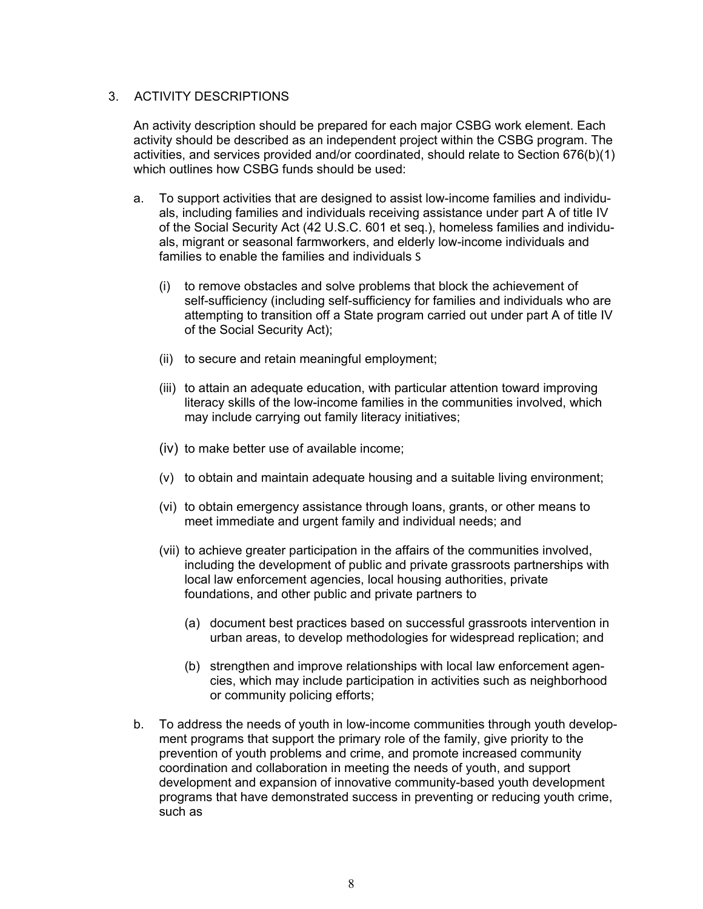## 3. ACTIVITY DESCRIPTIONS

An activity description should be prepared for each major CSBG work element. Each activity should be described as an independent project within the CSBG program. The activities, and services provided and/or coordinated, should relate to Section 676(b)(1) which outlines how CSBG funds should be used:

a. To support activities that are designed to assist low-income families and individuals, including families and individuals receiving assistance under part A of title IV of the Social Security Act (42 U.S.C. 601 et seq.), homeless families and individuals, migrant or seasonal farmworkers, and elderly low-income individuals and families to enable the families and individuals S

   (i) to remove obstacles and solve problems that block the achievement of self-sufficiency (including self-sufficiency for families and individuals who are attempting to transition off a State program carried out under part A of title IV of the Social Security Act);

   (ii) to secure and retain meaningful employment;

   (iii) to attain an adequate education, with particular attention toward improving literacy skills of the low-income families in the communities involved, which may include carrying out family literacy initiatives;

   (iv) to make better use of available income;

   (v) to obtain and maintain adequate housing and a suitable living environment;

   (vi) to obtain emergency assistance through loans, grants, or other means to meet immediate and urgent family and individual needs; and

   (vii) to achieve greater participation in the affairs of the communities involved, including the development of public and private grassroots partnerships with local law enforcement agencies, local housing authorities, private foundations, and other public and private partners to

      (a) document best practices based on successful grassroots intervention in urban areas, to develop methodologies for widespread replication; and

      (b) strengthen and improve relationships with local law enforcement agencies, which may include participation in activities such as neighborhood or community policing efforts;

b. To address the needs of youth in low-income communities through youth development programs that support the primary role of the family, give priority to the prevention of youth problems and crime, and promote increased community coordination and collaboration in meeting the needs of youth, and support development and expansion of innovative community-based youth development programs that have demonstrated success in preventing or reducing youth crime, such as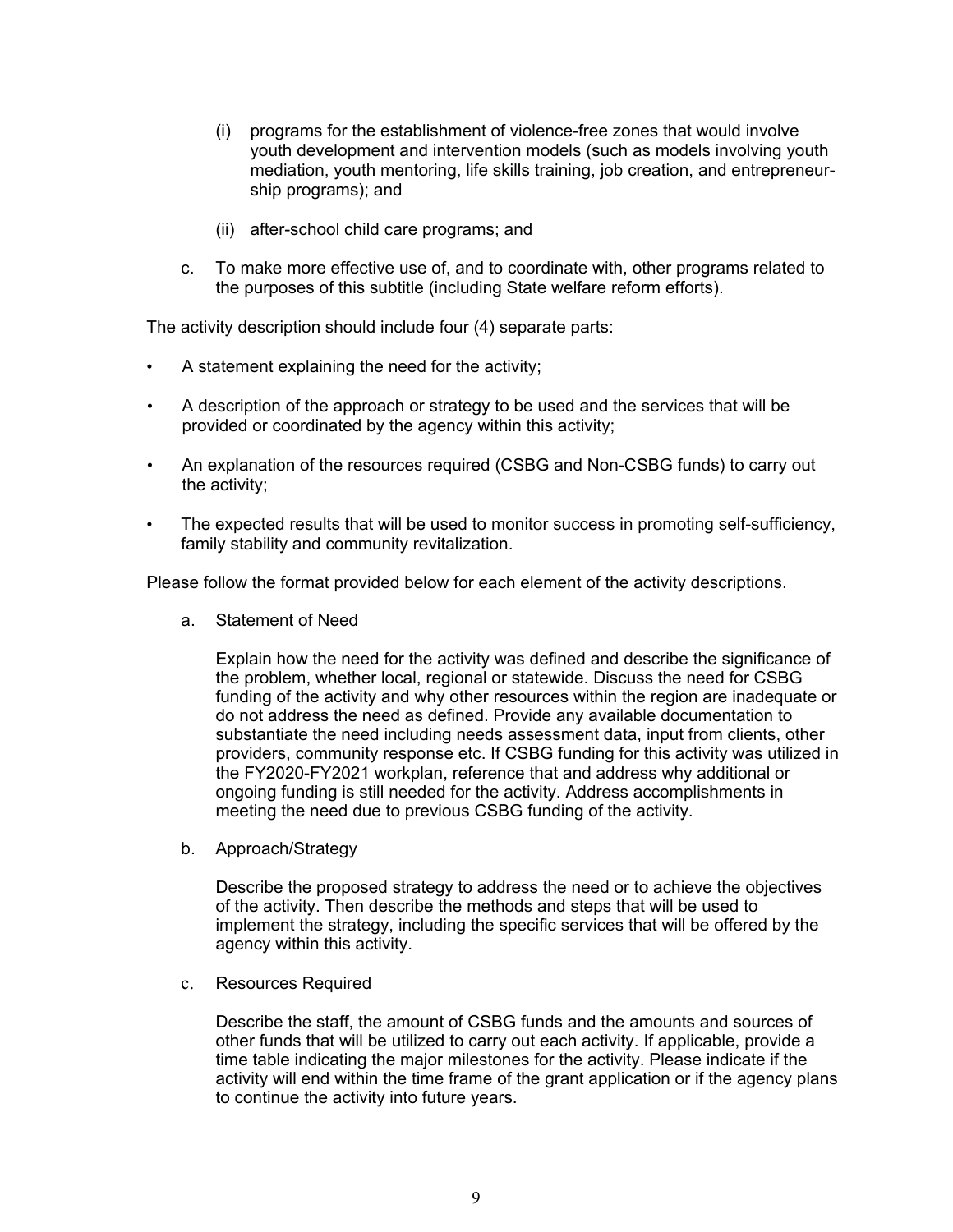(i) programs for the establishment of violence-free zones that would involve youth development and intervention models (such as models involving youth mediation, youth mentoring, life skills training, job creation, and entrepreneurship programs); and

(ii) after-school child care programs; and

c. To make more effective use of, and to coordinate with, other programs related to the purposes of this subtitle (including State welfare reform efforts).

The activity description should include four (4) separate parts:

- A statement explaining the need for the activity;
- A description of the approach or strategy to be used and the services that will be provided or coordinated by the agency within this activity;
- An explanation of the resources required (CSBG and Non-CSBG funds) to carry out the activity;
- The expected results that will be used to monitor success in promoting self-sufficiency, family stability and community revitalization.

Please follow the format provided below for each element of the activity descriptions.

a. Statement of Need

Explain how the need for the activity was defined and describe the significance of the problem, whether local, regional or statewide. Discuss the need for CSBG funding of the activity and why other resources within the region are inadequate or do not address the need as defined. Provide any available documentation to substantiate the need including needs assessment data, input from clients, other providers, community response etc. If CSBG funding for this activity was utilized in the FY2020-FY2021 workplan, reference that and address why additional or ongoing funding is still needed for the activity. Address accomplishments in meeting the need due to previous CSBG funding of the activity.

b. Approach/Strategy

Describe the proposed strategy to address the need or to achieve the objectives of the activity. Then describe the methods and steps that will be used to implement the strategy, including the specific services that will be offered by the agency within this activity.

c. Resources Required

Describe the staff, the amount of CSBG funds and the amounts and sources of other funds that will be utilized to carry out each activity. If applicable, provide a time table indicating the major milestones for the activity. Please indicate if the activity will end within the time frame of the grant application or if the agency plans to continue the activity into future years.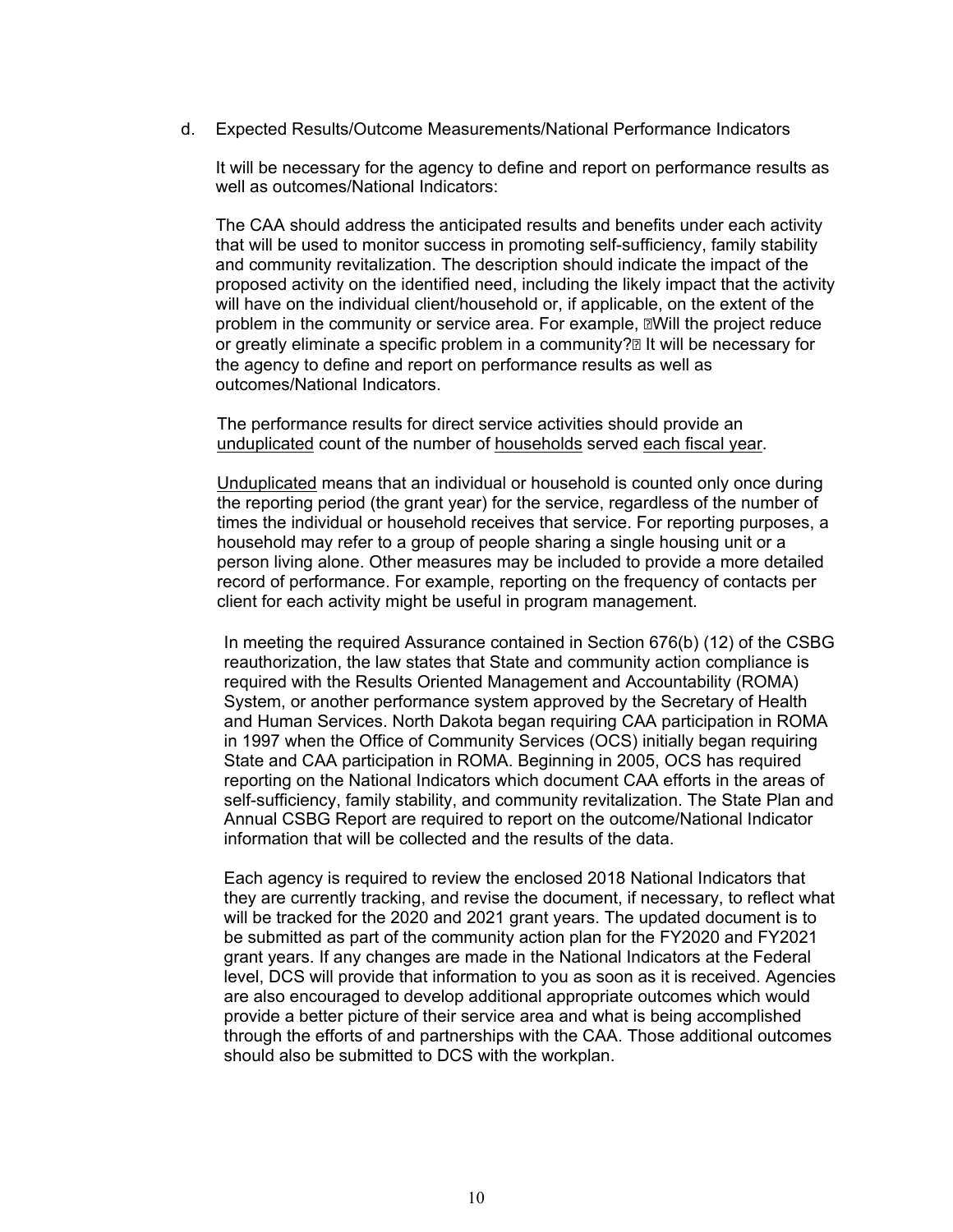d. Expected Results/Outcome Measurements/National Performance Indicators

It will be necessary for the agency to define and report on performance results as well as outcomes/National Indicators:

The CAA should address the anticipated results and benefits under each activity that will be used to monitor success in promoting self-sufficiency, family stability and community revitalization. The description should indicate the impact of the proposed activity on the identified need, including the likely impact that the activity will have on the individual client/household or, if applicable, on the extent of the problem in the community or service area. For example, "Will the project reduce or greatly eliminate a specific problem in a community?" It will be necessary for the agency to define and report on performance results as well as outcomes/National Indicators.

The performance results for direct service activities should provide an unduplicated count of the number of households served each fiscal year.

Unduplicated means that an individual or household is counted only once during the reporting period (the grant year) for the service, regardless of the number of times the individual or household receives that service. For reporting purposes, a household may refer to a group of people sharing a single housing unit or a person living alone. Other measures may be included to provide a more detailed record of performance. For example, reporting on the frequency of contacts per client for each activity might be useful in program management.

In meeting the required Assurance contained in Section 676(b) (12) of the CSBG reauthorization, the law states that State and community action compliance is required with the Results Oriented Management and Accountability (ROMA) System, or another performance system approved by the Secretary of Health and Human Services. North Dakota began requiring CAA participation in ROMA in 1997 when the Office of Community Services (OCS) initially began requiring State and CAA participation in ROMA. Beginning in 2005, OCS has required reporting on the National Indicators which document CAA efforts in the areas of self-sufficiency, family stability, and community revitalization. The State Plan and Annual CSBG Report are required to report on the outcome/National Indicator information that will be collected and the results of the data.

Each agency is required to review the enclosed 2018 National Indicators that they are currently tracking, and revise the document, if necessary, to reflect what will be tracked for the 2020 and 2021 grant years. The updated document is to be submitted as part of the community action plan for the FY2020 and FY2021 grant years. If any changes are made in the National Indicators at the Federal level, DCS will provide that information to you as soon as it is received. Agencies are also encouraged to develop additional appropriate outcomes which would provide a better picture of their service area and what is being accomplished through the efforts of and partnerships with the CAA. Those additional outcomes should also be submitted to DCS with the workplan.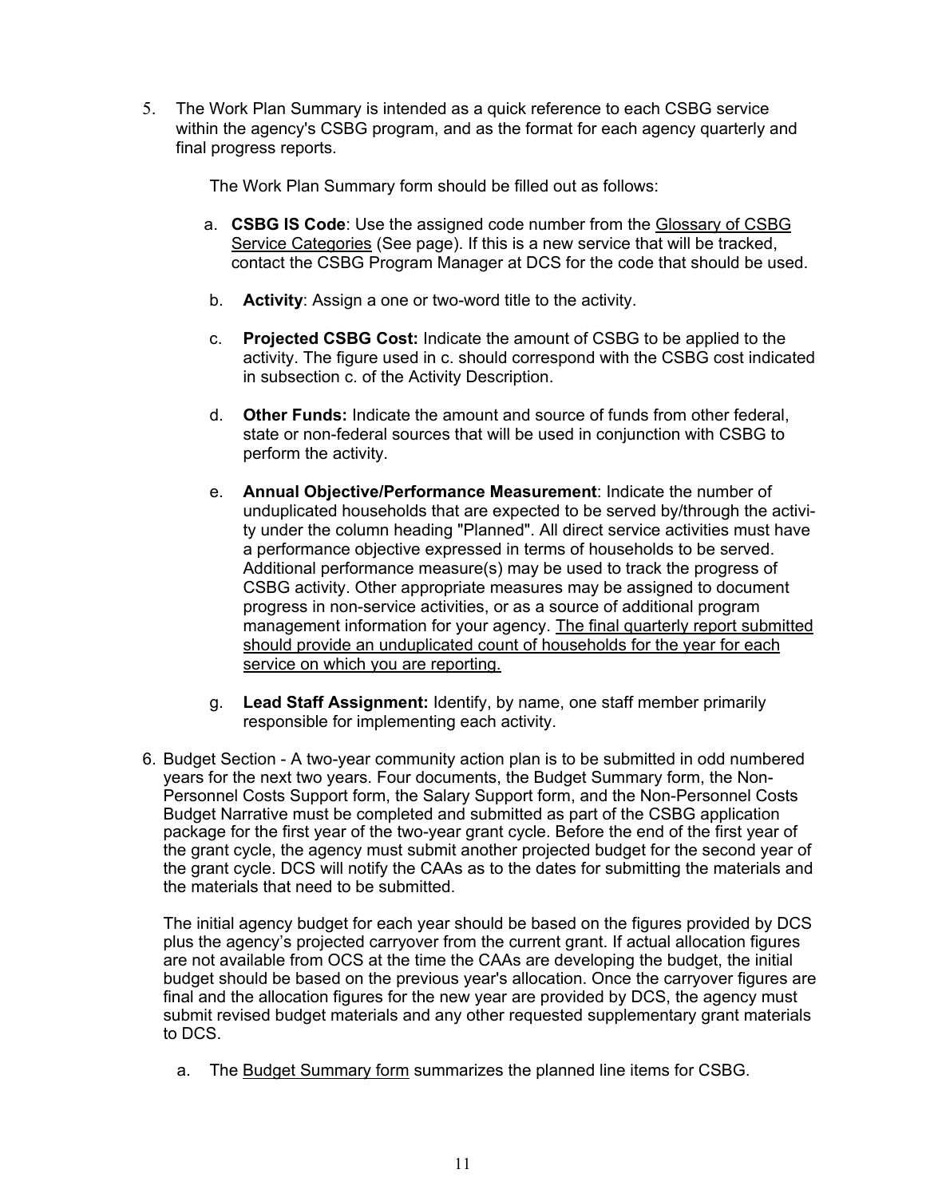5. The Work Plan Summary is intended as a quick reference to each CSBG service within the agency's CSBG program, and as the format for each agency quarterly and final progress reports.

   The Work Plan Summary form should be filled out as follows:

   a. **CSBG IS Code**: Use the assigned code number from the Glossary of CSBG Service Categories (See page). If this is a new service that will be tracked, contact the CSBG Program Manager at DCS for the code that should be used.

   b. **Activity**: Assign a one or two-word title to the activity.

   c. **Projected CSBG Cost:** Indicate the amount of CSBG to be applied to the activity. The figure used in c. should correspond with the CSBG cost indicated in subsection c. of the Activity Description.

   d. **Other Funds:** Indicate the amount and source of funds from other federal, state or non-federal sources that will be used in conjunction with CSBG to perform the activity.

   e. **Annual Objective/Performance Measurement**: Indicate the number of unduplicated households that are expected to be served by/through the activity under the column heading "Planned". All direct service activities must have a performance objective expressed in terms of households to be served. Additional performance measure(s) may be used to track the progress of CSBG activity. Other appropriate measures may be assigned to document progress in non-service activities, or as a source of additional program management information for your agency. The final quarterly report submitted should provide an unduplicated count of households for the year for each service on which you are reporting.

   g. **Lead Staff Assignment:** Identify, by name, one staff member primarily responsible for implementing each activity.

6. Budget Section - A two-year community action plan is to be submitted in odd numbered years for the next two years. Four documents, the Budget Summary form, the Non-Personnel Costs Support form, the Salary Support form, and the Non-Personnel Costs Budget Narrative must be completed and submitted as part of the CSBG application package for the first year of the two-year grant cycle. Before the end of the first year of the grant cycle, the agency must submit another projected budget for the second year of the grant cycle. DCS will notify the CAAs as to the dates for submitting the materials and the materials that need to be submitted.

   The initial agency budget for each year should be based on the figures provided by DCS plus the agency's projected carryover from the current grant. If actual allocation figures are not available from OCS at the time the CAAs are developing the budget, the initial budget should be based on the previous year's allocation. Once the carryover figures are final and the allocation figures for the new year are provided by DCS, the agency must submit revised budget materials and any other requested supplementary grant materials to DCS.

   a. The Budget Summary form summarizes the planned line items for CSBG.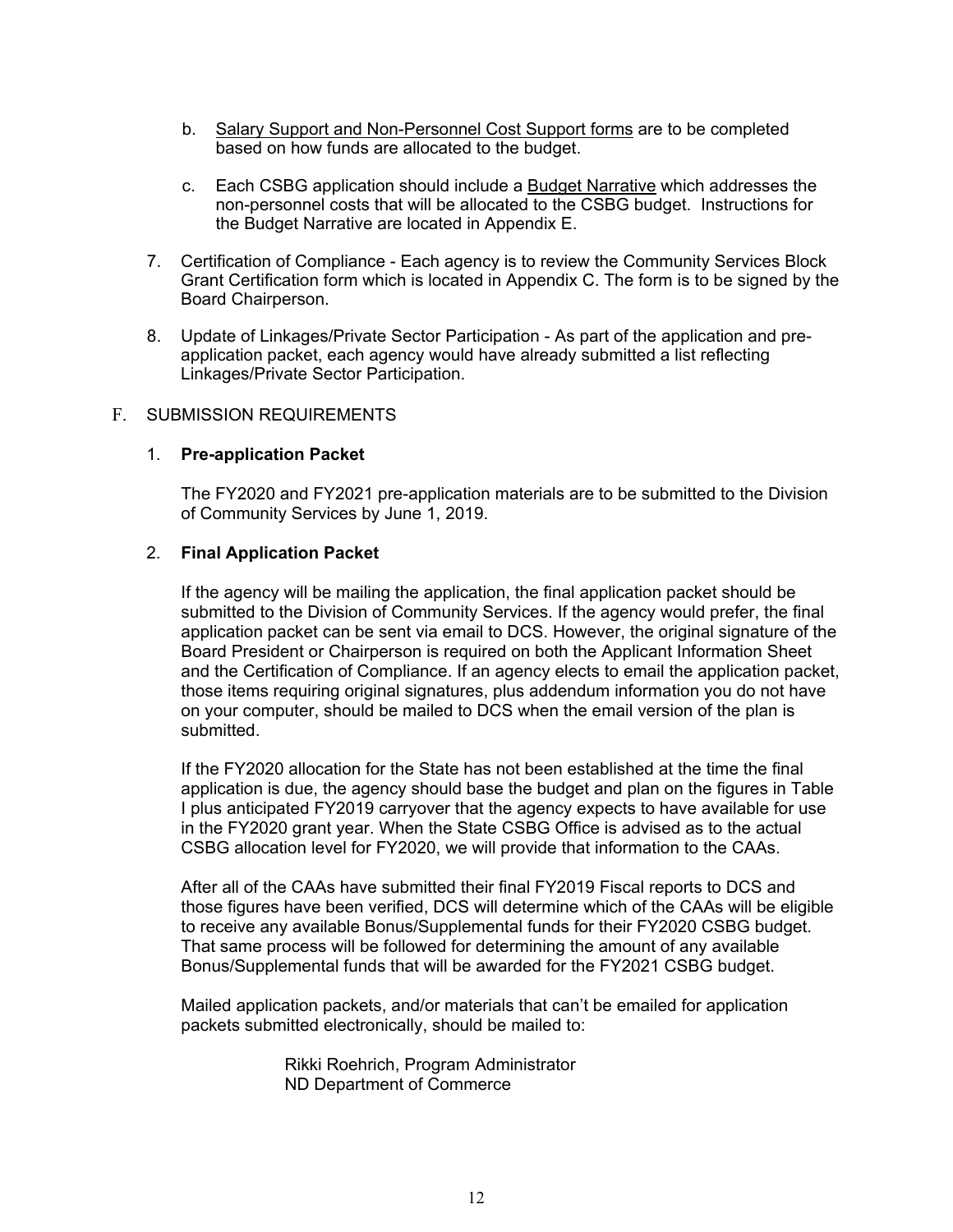b. Salary Support and Non-Personnel Cost Support forms are to be completed based on how funds are allocated to the budget.

c. Each CSBG application should include a Budget Narrative which addresses the non-personnel costs that will be allocated to the CSBG budget. Instructions for the Budget Narrative are located in Appendix E.

7. Certification of Compliance - Each agency is to review the Community Services Block Grant Certification form which is located in Appendix C. The form is to be signed by the Board Chairperson.

8. Update of Linkages/Private Sector Participation - As part of the application and pre-application packet, each agency would have already submitted a list reflecting Linkages/Private Sector Participation.

F. SUBMISSION REQUIREMENTS

1. **Pre-application Packet**

The FY2020 and FY2021 pre-application materials are to be submitted to the Division of Community Services by June 1, 2019.

2. **Final Application Packet**

If the agency will be mailing the application, the final application packet should be submitted to the Division of Community Services. If the agency would prefer, the final application packet can be sent via email to DCS. However, the original signature of the Board President or Chairperson is required on both the Applicant Information Sheet and the Certification of Compliance. If an agency elects to email the application packet, those items requiring original signatures, plus addendum information you do not have on your computer, should be mailed to DCS when the email version of the plan is submitted.

If the FY2020 allocation for the State has not been established at the time the final application is due, the agency should base the budget and plan on the figures in Table I plus anticipated FY2019 carryover that the agency expects to have available for use in the FY2020 grant year. When the State CSBG Office is advised as to the actual CSBG allocation level for FY2020, we will provide that information to the CAAs.

After all of the CAAs have submitted their final FY2019 Fiscal reports to DCS and those figures have been verified, DCS will determine which of the CAAs will be eligible to receive any available Bonus/Supplemental funds for their FY2020 CSBG budget. That same process will be followed for determining the amount of any available Bonus/Supplemental funds that will be awarded for the FY2021 CSBG budget.

Mailed application packets, and/or materials that can't be emailed for application packets submitted electronically, should be mailed to:

Rikki Roehrich, Program Administrator
ND Department of Commerce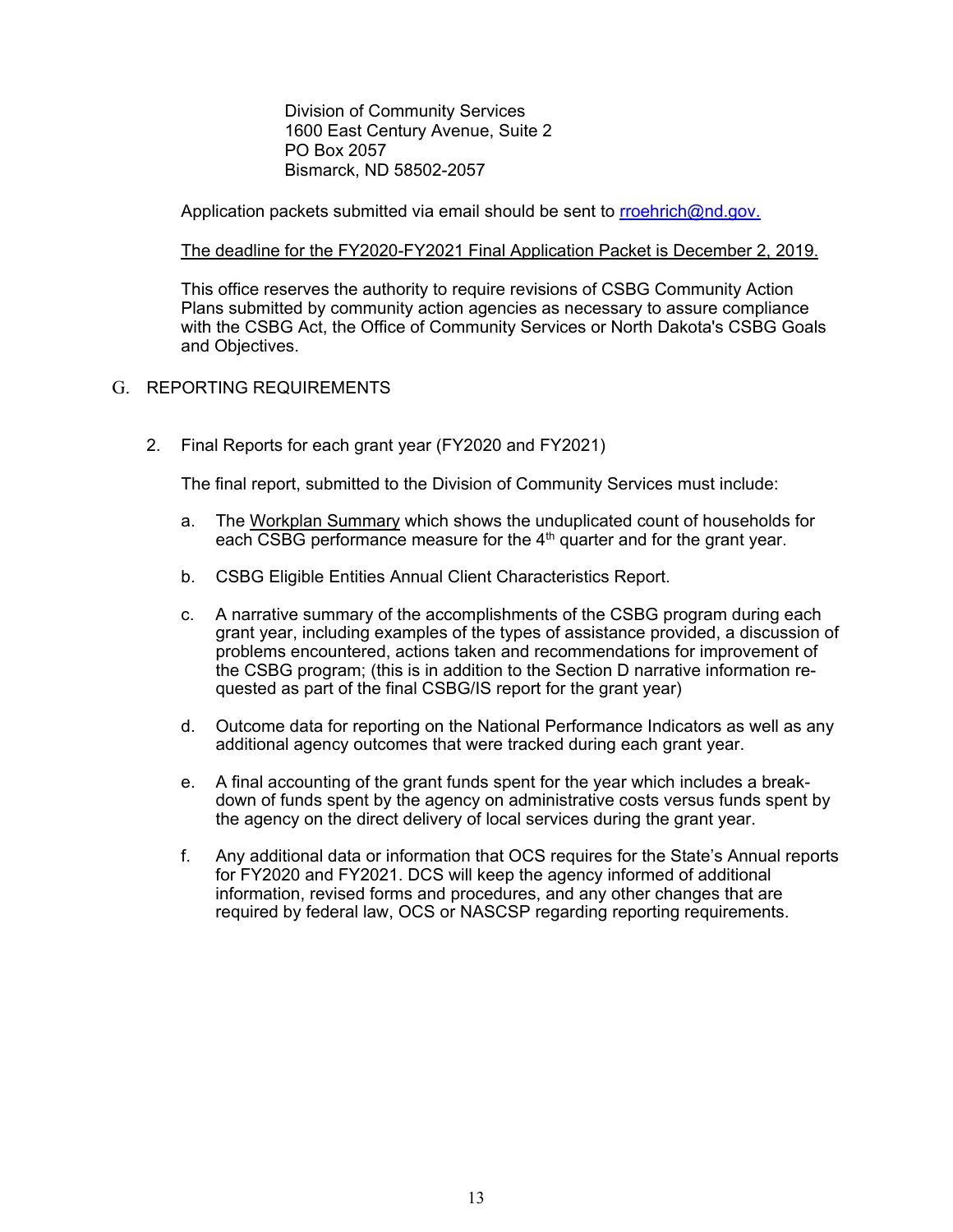Division of Community Services
1600 East Century Avenue, Suite 2
PO Box 2057
Bismarck, ND 58502-2057

Application packets submitted via email should be sent to rroehrich@nd.gov.

The deadline for the FY2020-FY2021 Final Application Packet is December 2, 2019.

This office reserves the authority to require revisions of CSBG Community Action Plans submitted by community action agencies as necessary to assure compliance with the CSBG Act, the Office of Community Services or North Dakota's CSBG Goals and Objectives.

## G. REPORTING REQUIREMENTS

2. Final Reports for each grant year (FY2020 and FY2021)

   The final report, submitted to the Division of Community Services must include:

   a. The Workplan Summary which shows the unduplicated count of households for each CSBG performance measure for the 4th quarter and for the grant year.

   b. CSBG Eligible Entities Annual Client Characteristics Report.

   c. A narrative summary of the accomplishments of the CSBG program during each grant year, including examples of the types of assistance provided, a discussion of problems encountered, actions taken and recommendations for improvement of the CSBG program; (this is in addition to the Section D narrative information requested as part of the final CSBG/IS report for the grant year)

   d. Outcome data for reporting on the National Performance Indicators as well as any additional agency outcomes that were tracked during each grant year.

   e. A final accounting of the grant funds spent for the year which includes a breakdown of funds spent by the agency on administrative costs versus funds spent by the agency on the direct delivery of local services during the grant year.

   f. Any additional data or information that OCS requires for the State's Annual reports for FY2020 and FY2021. DCS will keep the agency informed of additional information, revised forms and procedures, and any other changes that are required by federal law, OCS or NASCSP regarding reporting requirements.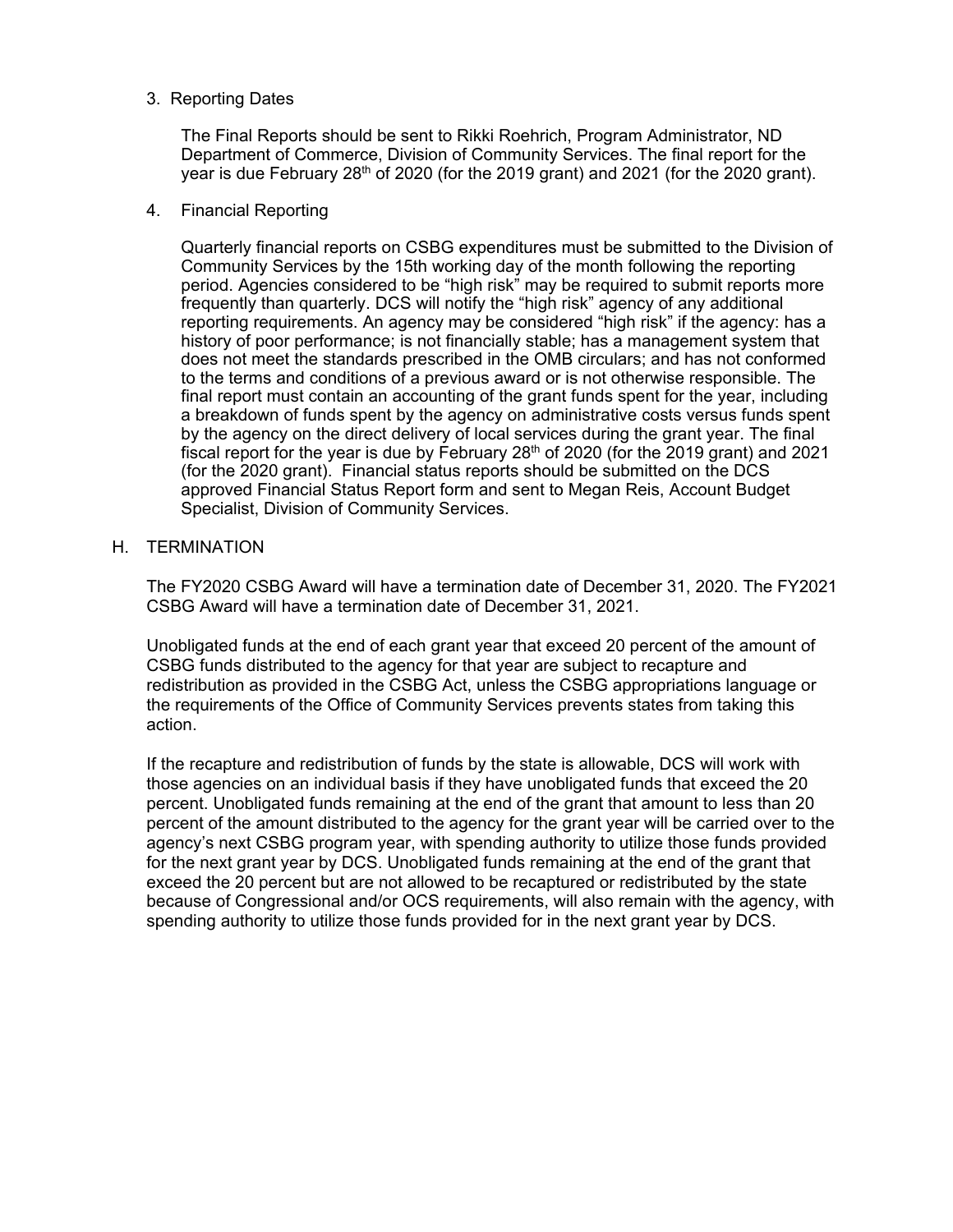3. Reporting Dates

   The Final Reports should be sent to Rikki Roehrich, Program Administrator, ND Department of Commerce, Division of Community Services. The final report for the year is due February 28th of 2020 (for the 2019 grant) and 2021 (for the 2020 grant).

4. Financial Reporting

   Quarterly financial reports on CSBG expenditures must be submitted to the Division of Community Services by the 15th working day of the month following the reporting period. Agencies considered to be "high risk" may be required to submit reports more frequently than quarterly. DCS will notify the "high risk" agency of any additional reporting requirements. An agency may be considered "high risk" if the agency: has a history of poor performance; is not financially stable; has a management system that does not meet the standards prescribed in the OMB circulars; and has not conformed to the terms and conditions of a previous award or is not otherwise responsible. The final report must contain an accounting of the grant funds spent for the year, including a breakdown of funds spent by the agency on administrative costs versus funds spent by the agency on the direct delivery of local services during the grant year. The final fiscal report for the year is due by February 28th of 2020 (for the 2019 grant) and 2021 (for the 2020 grant). Financial status reports should be submitted on the DCS approved Financial Status Report form and sent to Megan Reis, Account Budget Specialist, Division of Community Services.

## H. TERMINATION

The FY2020 CSBG Award will have a termination date of December 31, 2020. The FY2021 CSBG Award will have a termination date of December 31, 2021.

Unobligated funds at the end of each grant year that exceed 20 percent of the amount of CSBG funds distributed to the agency for that year are subject to recapture and redistribution as provided in the CSBG Act, unless the CSBG appropriations language or the requirements of the Office of Community Services prevents states from taking this action.

If the recapture and redistribution of funds by the state is allowable, DCS will work with those agencies on an individual basis if they have unobligated funds that exceed the 20 percent. Unobligated funds remaining at the end of the grant that amount to less than 20 percent of the amount distributed to the agency for the grant year will be carried over to the agency's next CSBG program year, with spending authority to utilize those funds provided for the next grant year by DCS. Unobligated funds remaining at the end of the grant that exceed the 20 percent but are not allowed to be recaptured or redistributed by the state because of Congressional and/or OCS requirements, will also remain with the agency, with spending authority to utilize those funds provided for in the next grant year by DCS.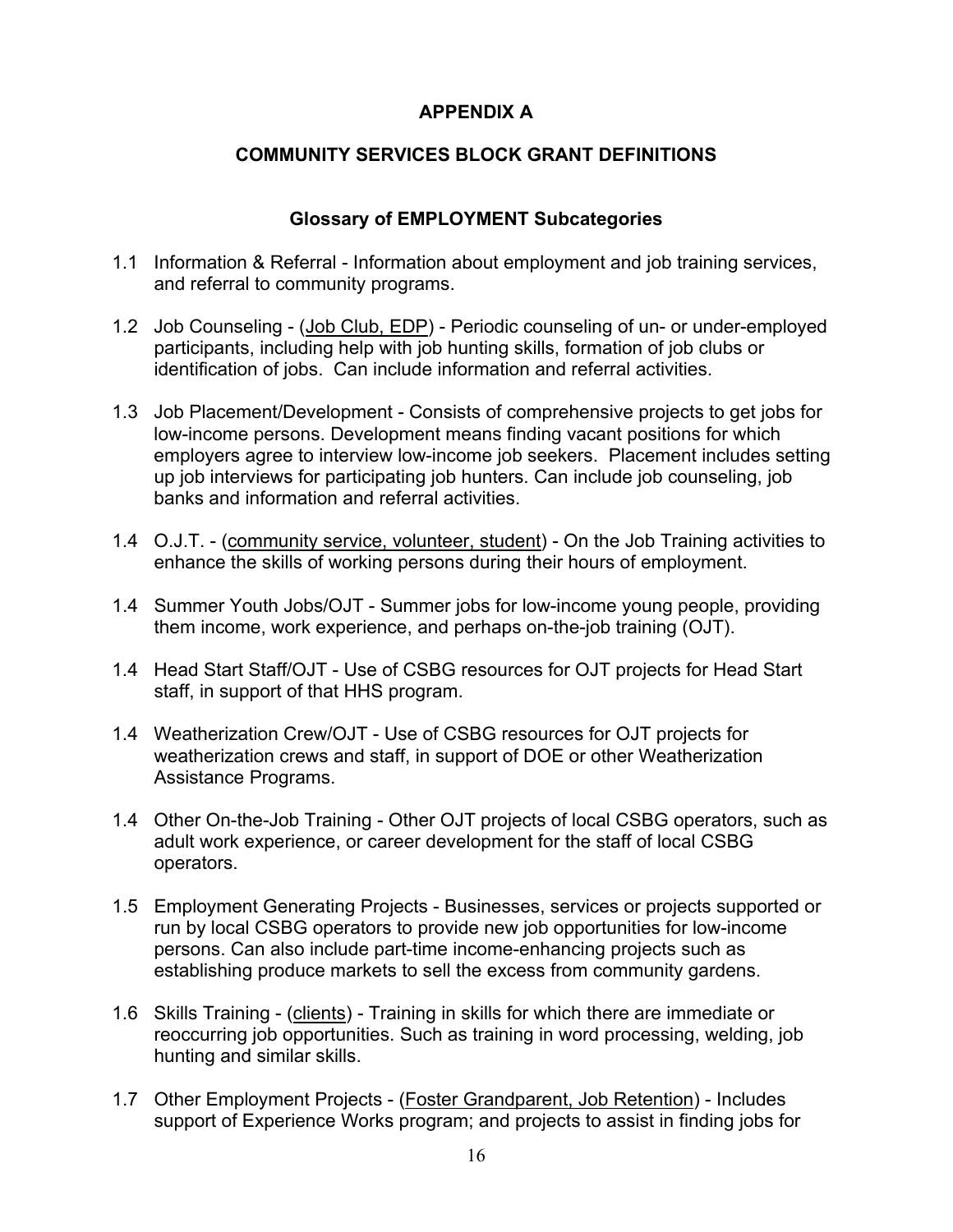## APPENDIX A

## COMMUNITY SERVICES BLOCK GRANT DEFINITIONS

### Glossary of EMPLOYMENT Subcategories

1.1 Information & Referral - Information about employment and job training services, and referral to community programs.

1.2 Job Counseling - (<u>Job Club, EDP</u>) - Periodic counseling of un- or under-employed participants, including help with job hunting skills, formation of job clubs or identification of jobs. Can include information and referral activities.

1.3 Job Placement/Development - Consists of comprehensive projects to get jobs for low-income persons. Development means finding vacant positions for which employers agree to interview low-income job seekers. Placement includes setting up job interviews for participating job hunters. Can include job counseling, job banks and information and referral activities.

1.4 O.J.T. - (<u>community service, volunteer, student</u>) - On the Job Training activities to enhance the skills of working persons during their hours of employment.

1.4 Summer Youth Jobs/OJT - Summer jobs for low-income young people, providing them income, work experience, and perhaps on-the-job training (OJT).

1.4 Head Start Staff/OJT - Use of CSBG resources for OJT projects for Head Start staff, in support of that HHS program.

1.4 Weatherization Crew/OJT - Use of CSBG resources for OJT projects for weatherization crews and staff, in support of DOE or other Weatherization Assistance Programs.

1.4 Other On-the-Job Training - Other OJT projects of local CSBG operators, such as adult work experience, or career development for the staff of local CSBG operators.

1.5 Employment Generating Projects - Businesses, services or projects supported or run by local CSBG operators to provide new job opportunities for low-income persons. Can also include part-time income-enhancing projects such as establishing produce markets to sell the excess from community gardens.

1.6 Skills Training - (<u>clients</u>) - Training in skills for which there are immediate or reoccurring job opportunities. Such as training in word processing, welding, job hunting and similar skills.

1.7 Other Employment Projects - (<u>Foster Grandparent, Job Retention</u>) - Includes support of Experience Works program; and projects to assist in finding jobs for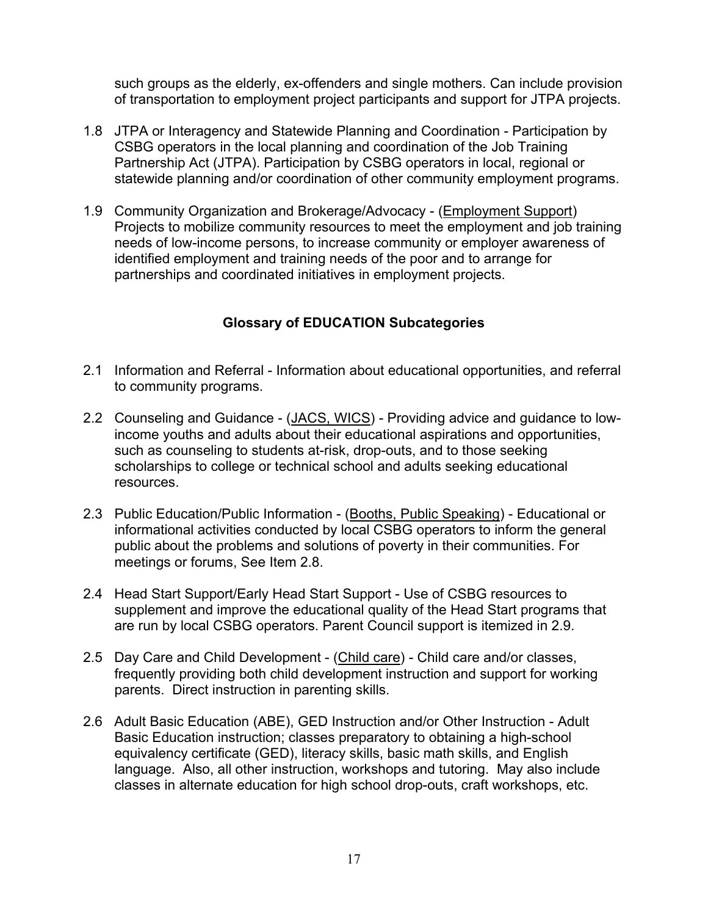such groups as the elderly, ex-offenders and single mothers. Can include provision of transportation to employment project participants and support for JTPA projects.

1.8 JTPA or Interagency and Statewide Planning and Coordination - Participation by CSBG operators in the local planning and coordination of the Job Training Partnership Act (JTPA). Participation by CSBG operators in local, regional or statewide planning and/or coordination of other community employment programs.

1.9 Community Organization and Brokerage/Advocacy - (Employment Support) Projects to mobilize community resources to meet the employment and job training needs of low-income persons, to increase community or employer awareness of identified employment and training needs of the poor and to arrange for partnerships and coordinated initiatives in employment projects.

## Glossary of EDUCATION Subcategories

2.1 Information and Referral - Information about educational opportunities, and referral to community programs.

2.2 Counseling and Guidance - (JACS, WICS) - Providing advice and guidance to low-income youths and adults about their educational aspirations and opportunities, such as counseling to students at-risk, drop-outs, and to those seeking scholarships to college or technical school and adults seeking educational resources.

2.3 Public Education/Public Information - (Booths, Public Speaking) - Educational or informational activities conducted by local CSBG operators to inform the general public about the problems and solutions of poverty in their communities. For meetings or forums, See Item 2.8.

2.4 Head Start Support/Early Head Start Support - Use of CSBG resources to supplement and improve the educational quality of the Head Start programs that are run by local CSBG operators. Parent Council support is itemized in 2.9.

2.5 Day Care and Child Development - (Child care) - Child care and/or classes, frequently providing both child development instruction and support for working parents. Direct instruction in parenting skills.

2.6 Adult Basic Education (ABE), GED Instruction and/or Other Instruction - Adult Basic Education instruction; classes preparatory to obtaining a high-school equivalency certificate (GED), literacy skills, basic math skills, and English language. Also, all other instruction, workshops and tutoring. May also include classes in alternate education for high school drop-outs, craft workshops, etc.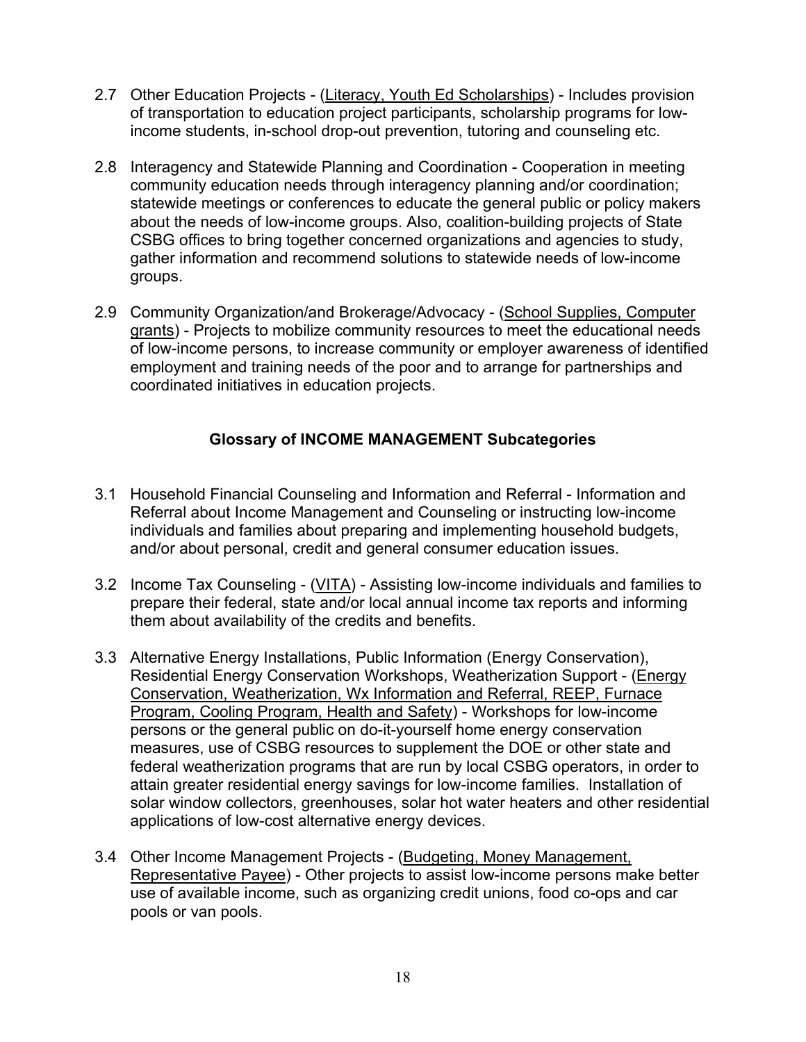2.7 Other Education Projects - (Literacy, Youth Ed Scholarships) - Includes provision of transportation to education project participants, scholarship programs for low-income students, in-school drop-out prevention, tutoring and counseling etc.

2.8 Interagency and Statewide Planning and Coordination - Cooperation in meeting community education needs through interagency planning and/or coordination; statewide meetings or conferences to educate the general public or policy makers about the needs of low-income groups. Also, coalition-building projects of State CSBG offices to bring together concerned organizations and agencies to study, gather information and recommend solutions to statewide needs of low-income groups.

2.9 Community Organization/and Brokerage/Advocacy - (School Supplies, Computer grants) - Projects to mobilize community resources to meet the educational needs of low-income persons, to increase community or employer awareness of identified employment and training needs of the poor and to arrange for partnerships and coordinated initiatives in education projects.

### Glossary of INCOME MANAGEMENT Subcategories

3.1 Household Financial Counseling and Information and Referral - Information and Referral about Income Management and Counseling or instructing low-income individuals and families about preparing and implementing household budgets, and/or about personal, credit and general consumer education issues.

3.2 Income Tax Counseling - (VITA) - Assisting low-income individuals and families to prepare their federal, state and/or local annual income tax reports and informing them about availability of the credits and benefits.

3.3 Alternative Energy Installations, Public Information (Energy Conservation), Residential Energy Conservation Workshops, Weatherization Support - (Energy Conservation, Weatherization, Wx Information and Referral, REEP, Furnace Program, Cooling Program, Health and Safety) - Workshops for low-income persons or the general public on do-it-yourself home energy conservation measures, use of CSBG resources to supplement the DOE or other state and federal weatherization programs that are run by local CSBG operators, in order to attain greater residential energy savings for low-income families. Installation of solar window collectors, greenhouses, solar hot water heaters and other residential applications of low-cost alternative energy devices.

3.4 Other Income Management Projects - (Budgeting, Money Management, Representative Payee) - Other projects to assist low-income persons make better use of available income, such as organizing credit unions, food co-ops and car pools or van pools.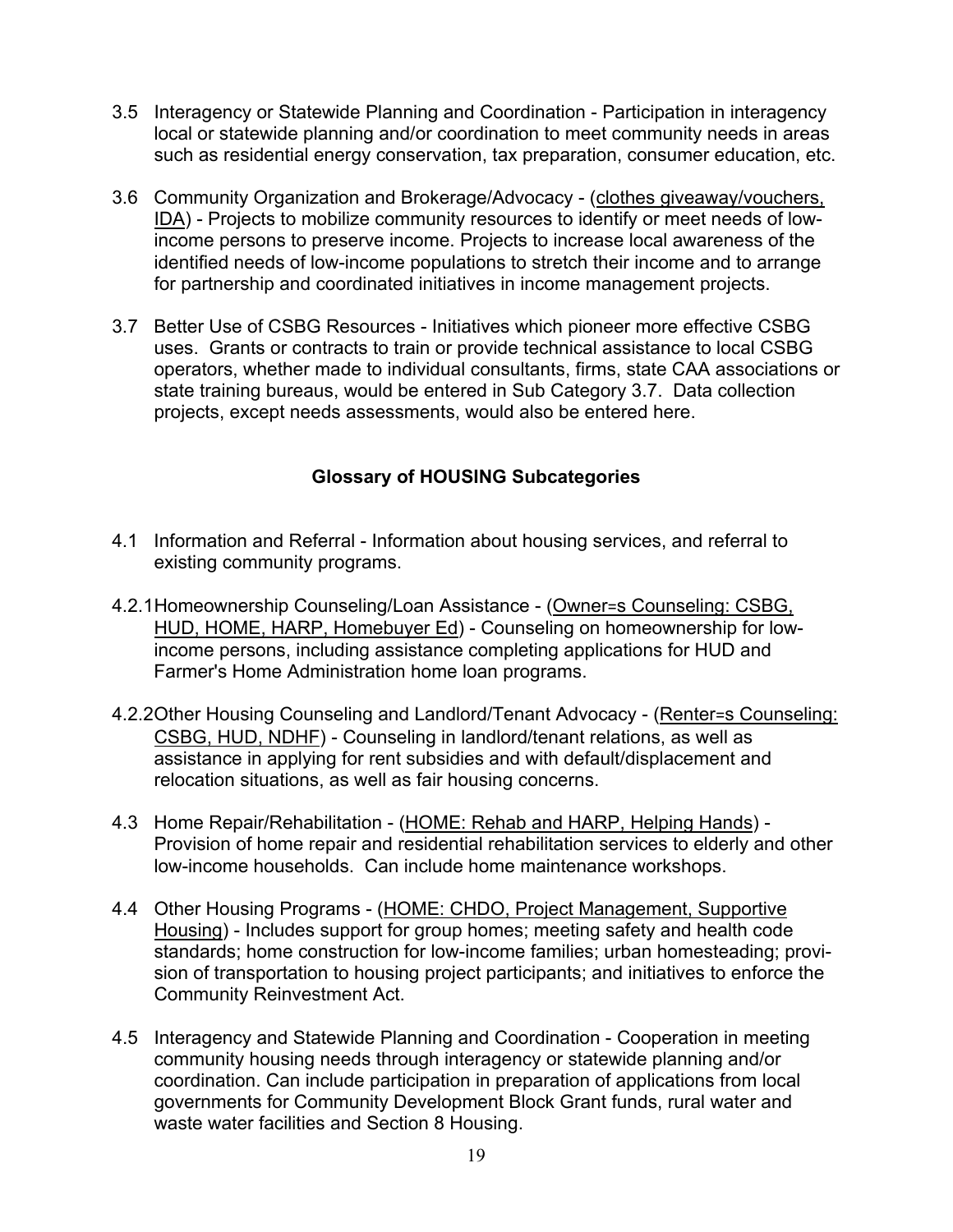3.5 Interagency or Statewide Planning and Coordination - Participation in interagency local or statewide planning and/or coordination to meet community needs in areas such as residential energy conservation, tax preparation, consumer education, etc.

3.6 Community Organization and Brokerage/Advocacy - (<u>clothes giveaway/vouchers, IDA</u>) - Projects to mobilize community resources to identify or meet needs of low-income persons to preserve income. Projects to increase local awareness of the identified needs of low-income populations to stretch their income and to arrange for partnership and coordinated initiatives in income management projects.

3.7 Better Use of CSBG Resources - Initiatives which pioneer more effective CSBG uses. Grants or contracts to train or provide technical assistance to local CSBG operators, whether made to individual consultants, firms, state CAA associations or state training bureaus, would be entered in Sub Category 3.7. Data collection projects, except needs assessments, would also be entered here.

## Glossary of HOUSING Subcategories

4.1 Information and Referral - Information about housing services, and referral to existing community programs.

4.2.1 Homeownership Counseling/Loan Assistance - (<u>Owner=s Counseling: CSBG, HUD, HOME, HARP, Homebuyer Ed</u>) - Counseling on homeownership for low-income persons, including assistance completing applications for HUD and Farmer's Home Administration home loan programs.

4.2.2 Other Housing Counseling and Landlord/Tenant Advocacy - (<u>Renter=s Counseling: CSBG, HUD, NDHF</u>) - Counseling in landlord/tenant relations, as well as assistance in applying for rent subsidies and with default/displacement and relocation situations, as well as fair housing concerns.

4.3 Home Repair/Rehabilitation - (<u>HOME: Rehab and HARP, Helping Hands</u>) - Provision of home repair and residential rehabilitation services to elderly and other low-income households. Can include home maintenance workshops.

4.4 Other Housing Programs - (<u>HOME: CHDO, Project Management, Supportive Housing</u>) - Includes support for group homes; meeting safety and health code standards; home construction for low-income families; urban homesteading; provision of transportation to housing project participants; and initiatives to enforce the Community Reinvestment Act.

4.5 Interagency and Statewide Planning and Coordination - Cooperation in meeting community housing needs through interagency or statewide planning and/or coordination. Can include participation in preparation of applications from local governments for Community Development Block Grant funds, rural water and waste water facilities and Section 8 Housing.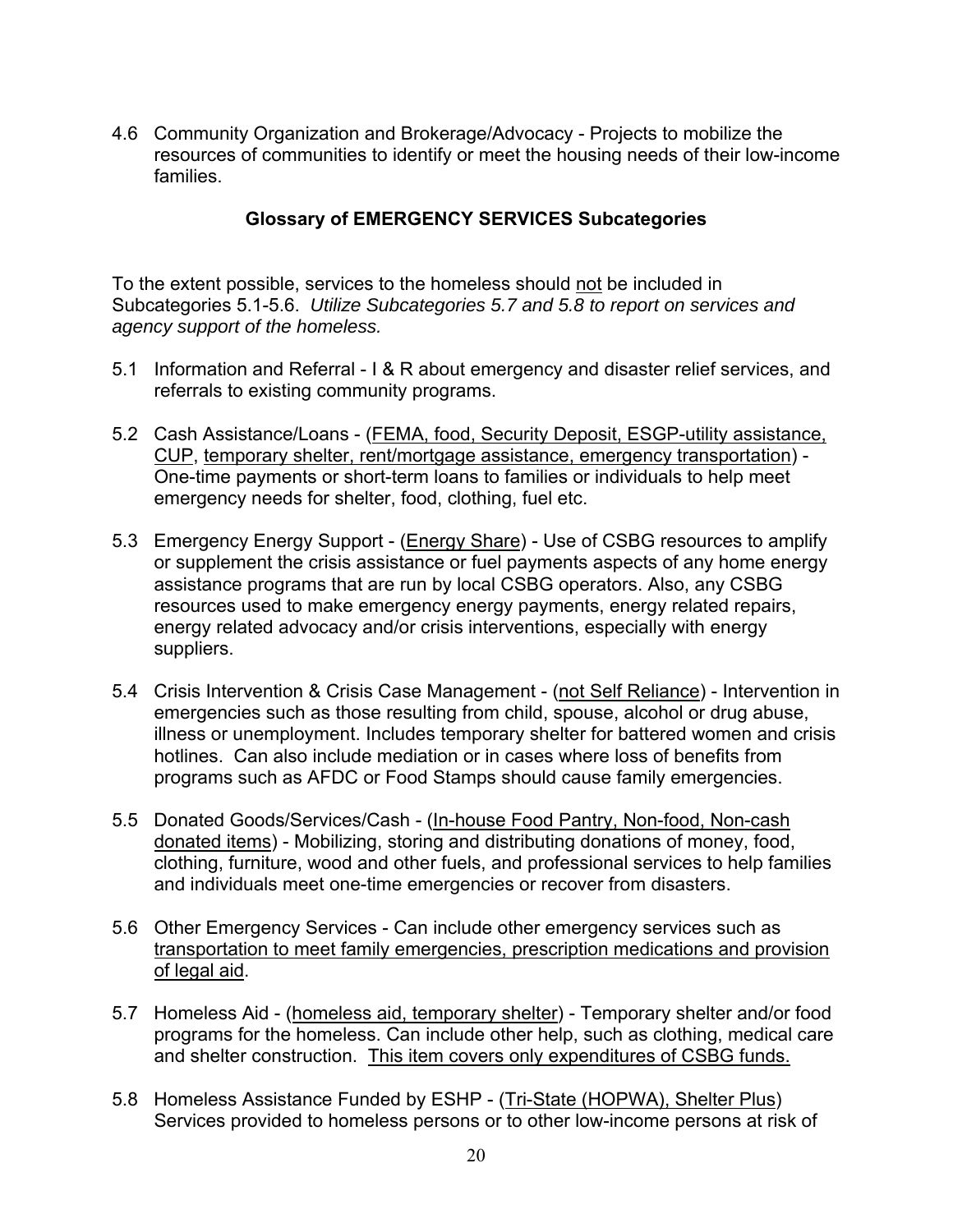4.6 Community Organization and Brokerage/Advocacy - Projects to mobilize the resources of communities to identify or meet the housing needs of their low-income families.

## Glossary of EMERGENCY SERVICES Subcategories

To the extent possible, services to the homeless should not be included in Subcategories 5.1-5.6. *Utilize Subcategories 5.7 and 5.8 to report on services and agency support of the homeless.*

5.1 Information and Referral - I & R about emergency and disaster relief services, and referrals to existing community programs.

5.2 Cash Assistance/Loans - (FEMA, food, Security Deposit, ESGP-utility assistance, CUP, temporary shelter, rent/mortgage assistance, emergency transportation) - One-time payments or short-term loans to families or individuals to help meet emergency needs for shelter, food, clothing, fuel etc.

5.3 Emergency Energy Support - (Energy Share) - Use of CSBG resources to amplify or supplement the crisis assistance or fuel payments aspects of any home energy assistance programs that are run by local CSBG operators. Also, any CSBG resources used to make emergency energy payments, energy related repairs, energy related advocacy and/or crisis interventions, especially with energy suppliers.

5.4 Crisis Intervention & Crisis Case Management - (not Self Reliance) - Intervention in emergencies such as those resulting from child, spouse, alcohol or drug abuse, illness or unemployment. Includes temporary shelter for battered women and crisis hotlines. Can also include mediation or in cases where loss of benefits from programs such as AFDC or Food Stamps should cause family emergencies.

5.5 Donated Goods/Services/Cash - (In-house Food Pantry, Non-food, Non-cash donated items) - Mobilizing, storing and distributing donations of money, food, clothing, furniture, wood and other fuels, and professional services to help families and individuals meet one-time emergencies or recover from disasters.

5.6 Other Emergency Services - Can include other emergency services such as transportation to meet family emergencies, prescription medications and provision of legal aid.

5.7 Homeless Aid - (homeless aid, temporary shelter) - Temporary shelter and/or food programs for the homeless. Can include other help, such as clothing, medical care and shelter construction. This item covers only expenditures of CSBG funds.

5.8 Homeless Assistance Funded by ESHP - (Tri-State (HOPWA), Shelter Plus) Services provided to homeless persons or to other low-income persons at risk of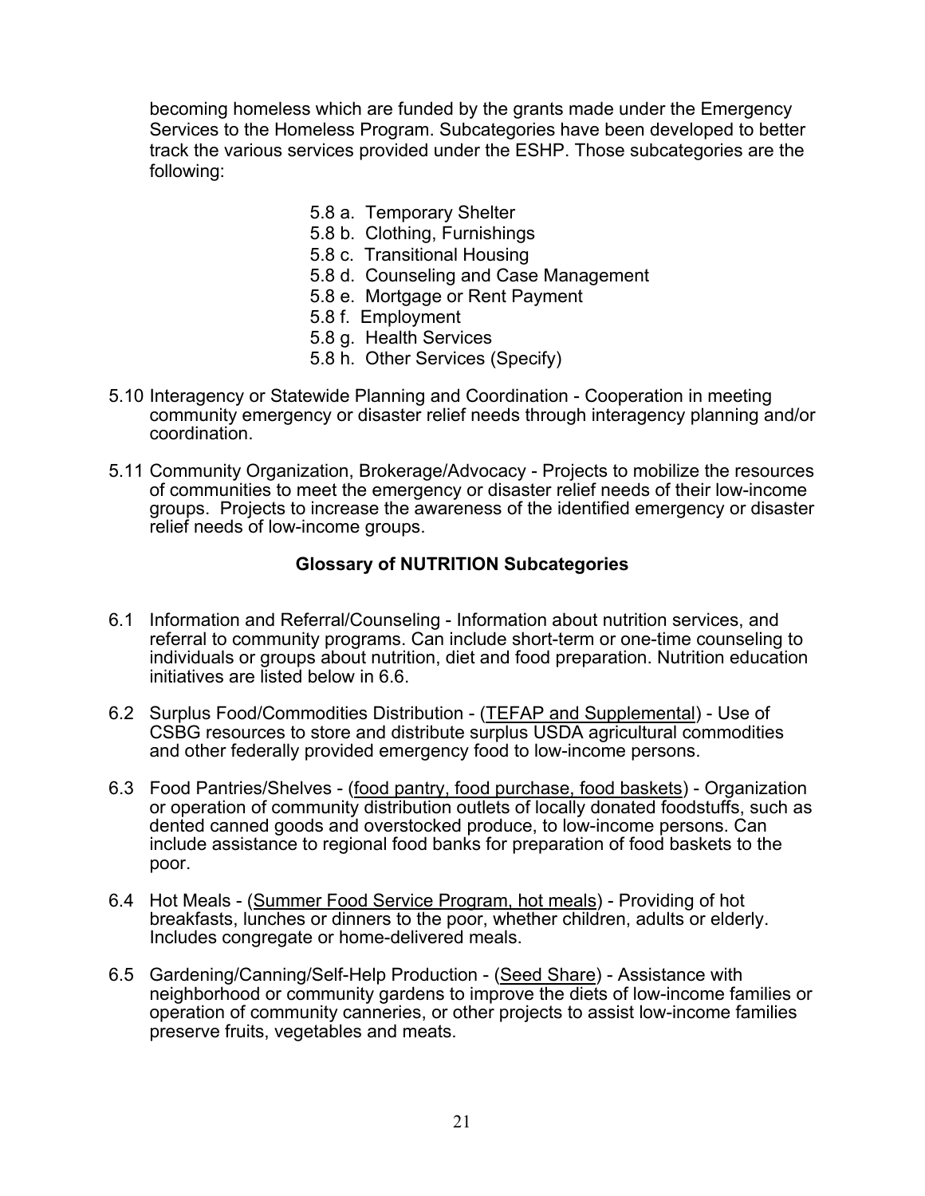becoming homeless which are funded by the grants made under the Emergency Services to the Homeless Program. Subcategories have been developed to better track the various services provided under the ESHP. Those subcategories are the following:

- 5.8 a. Temporary Shelter
- 5.8 b. Clothing, Furnishings
- 5.8 c. Transitional Housing
- 5.8 d. Counseling and Case Management
- 5.8 e. Mortgage or Rent Payment
- 5.8 f. Employment
- 5.8 g. Health Services
- 5.8 h. Other Services (Specify)

5.10 Interagency or Statewide Planning and Coordination - Cooperation in meeting community emergency or disaster relief needs through interagency planning and/or coordination.

5.11 Community Organization, Brokerage/Advocacy - Projects to mobilize the resources of communities to meet the emergency or disaster relief needs of their low-income groups. Projects to increase the awareness of the identified emergency or disaster relief needs of low-income groups.

### Glossary of NUTRITION Subcategories

6.1 Information and Referral/Counseling - Information about nutrition services, and referral to community programs. Can include short-term or one-time counseling to individuals or groups about nutrition, diet and food preparation. Nutrition education initiatives are listed below in 6.6.

6.2 Surplus Food/Commodities Distribution - (TEFAP and Supplemental) - Use of CSBG resources to store and distribute surplus USDA agricultural commodities and other federally provided emergency food to low-income persons.

6.3 Food Pantries/Shelves - (food pantry, food purchase, food baskets) - Organization or operation of community distribution outlets of locally donated foodstuffs, such as dented canned goods and overstocked produce, to low-income persons. Can include assistance to regional food banks for preparation of food baskets to the poor.

6.4 Hot Meals - (Summer Food Service Program, hot meals) - Providing of hot breakfasts, lunches or dinners to the poor, whether children, adults or elderly. Includes congregate or home-delivered meals.

6.5 Gardening/Canning/Self-Help Production - (Seed Share) - Assistance with neighborhood or community gardens to improve the diets of low-income families or operation of community canneries, or other projects to assist low-income families preserve fruits, vegetables and meats.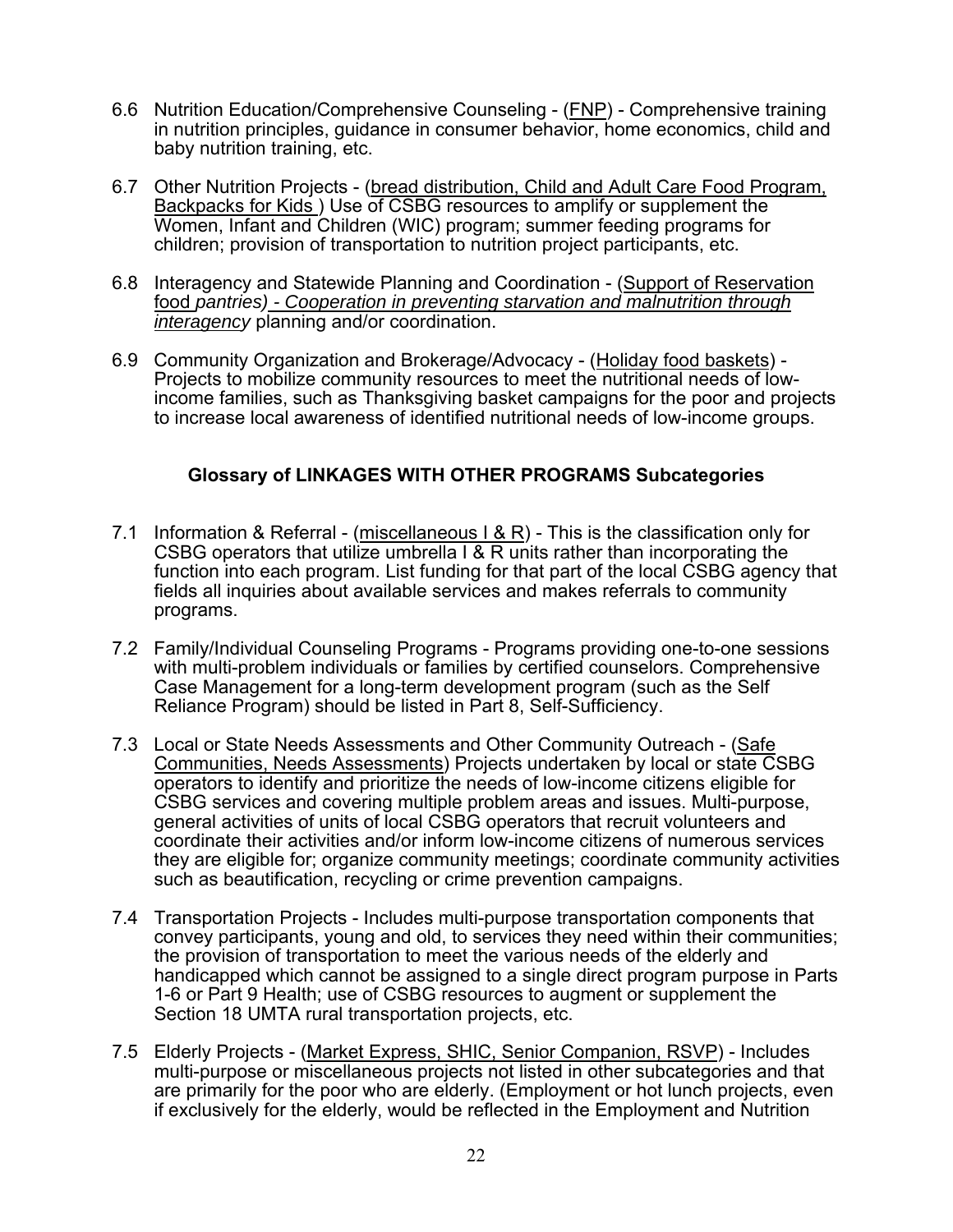6.6 Nutrition Education/Comprehensive Counseling - (FNP) - Comprehensive training in nutrition principles, guidance in consumer behavior, home economics, child and baby nutrition training, etc.

6.7 Other Nutrition Projects - (bread distribution, Child and Adult Care Food Program, Backpacks for Kids ) Use of CSBG resources to amplify or supplement the Women, Infant and Children (WIC) program; summer feeding programs for children; provision of transportation to nutrition project participants, etc.

6.8 Interagency and Statewide Planning and Coordination - (Support of Reservation food *pantries) - Cooperation in preventing starvation and malnutrition through interagency* planning and/or coordination.

6.9 Community Organization and Brokerage/Advocacy - (Holiday food baskets) - Projects to mobilize community resources to meet the nutritional needs of low-income families, such as Thanksgiving basket campaigns for the poor and projects to increase local awareness of identified nutritional needs of low-income groups.

### Glossary of LINKAGES WITH OTHER PROGRAMS Subcategories

7.1 Information & Referral - (miscellaneous I & R) - This is the classification only for CSBG operators that utilize umbrella I & R units rather than incorporating the function into each program. List funding for that part of the local CSBG agency that fields all inquiries about available services and makes referrals to community programs.

7.2 Family/Individual Counseling Programs - Programs providing one-to-one sessions with multi-problem individuals or families by certified counselors. Comprehensive Case Management for a long-term development program (such as the Self Reliance Program) should be listed in Part 8, Self-Sufficiency.

7.3 Local or State Needs Assessments and Other Community Outreach - (Safe Communities, Needs Assessments) Projects undertaken by local or state CSBG operators to identify and prioritize the needs of low-income citizens eligible for CSBG services and covering multiple problem areas and issues. Multi-purpose, general activities of units of local CSBG operators that recruit volunteers and coordinate their activities and/or inform low-income citizens of numerous services they are eligible for; organize community meetings; coordinate community activities such as beautification, recycling or crime prevention campaigns.

7.4 Transportation Projects - Includes multi-purpose transportation components that convey participants, young and old, to services they need within their communities; the provision of transportation to meet the various needs of the elderly and handicapped which cannot be assigned to a single direct program purpose in Parts 1-6 or Part 9 Health; use of CSBG resources to augment or supplement the Section 18 UMTA rural transportation projects, etc.

7.5 Elderly Projects - (Market Express, SHIC, Senior Companion, RSVP) - Includes multi-purpose or miscellaneous projects not listed in other subcategories and that are primarily for the poor who are elderly. (Employment or hot lunch projects, even if exclusively for the elderly, would be reflected in the Employment and Nutrition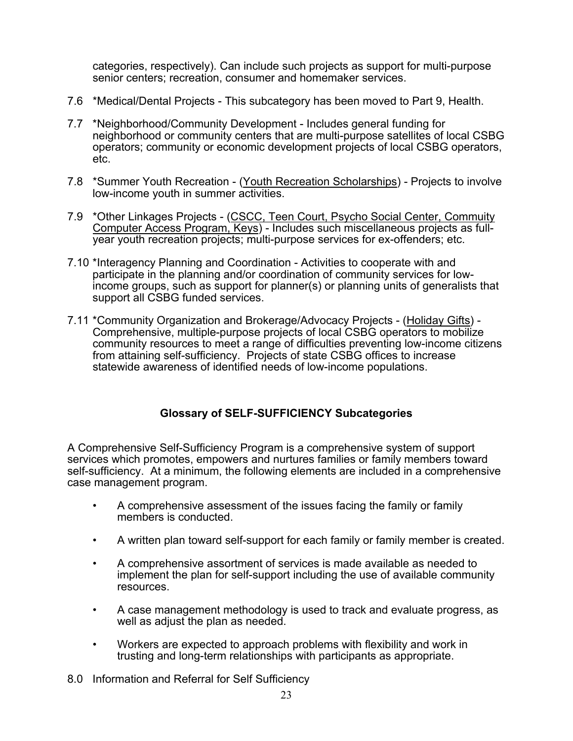categories, respectively). Can include such projects as support for multi-purpose senior centers; recreation, consumer and homemaker services.

7.6 *Medical/Dental Projects - This subcategory has been moved to Part 9, Health.

7.7 *Neighborhood/Community Development - Includes general funding for neighborhood or community centers that are multi-purpose satellites of local CSBG operators; community or economic development projects of local CSBG operators, etc.

7.8 *Summer Youth Recreation - (<u>Youth Recreation Scholarships</u>) - Projects to involve low-income youth in summer activities.

7.9 *Other Linkages Projects - (<u>CSCC, Teen Court, Psycho Social Center, Commuity Computer Access Program, Keys</u>) - Includes such miscellaneous projects as full-year youth recreation projects; multi-purpose services for ex-offenders; etc.

7.10 *Interagency Planning and Coordination - Activities to cooperate with and participate in the planning and/or coordination of community services for low-income groups, such as support for planner(s) or planning units of generalists that support all CSBG funded services.

7.11 *Community Organization and Brokerage/Advocacy Projects - (<u>Holiday Gifts</u>) - Comprehensive, multiple-purpose projects of local CSBG operators to mobilize community resources to meet a range of difficulties preventing low-income citizens from attaining self-sufficiency. Projects of state CSBG offices to increase statewide awareness of identified needs of low-income populations.

## Glossary of SELF-SUFFICIENCY Subcategories

A Comprehensive Self-Sufficiency Program is a comprehensive system of support services which promotes, empowers and nurtures families or family members toward self-sufficiency. At a minimum, the following elements are included in a comprehensive case management program.

- A comprehensive assessment of the issues facing the family or family members is conducted.
- A written plan toward self-support for each family or family member is created.
- A comprehensive assortment of services is made available as needed to implement the plan for self-support including the use of available community resources.
- A case management methodology is used to track and evaluate progress, as well as adjust the plan as needed.
- Workers are expected to approach problems with flexibility and work in trusting and long-term relationships with participants as appropriate.

8.0 Information and Referral for Self Sufficiency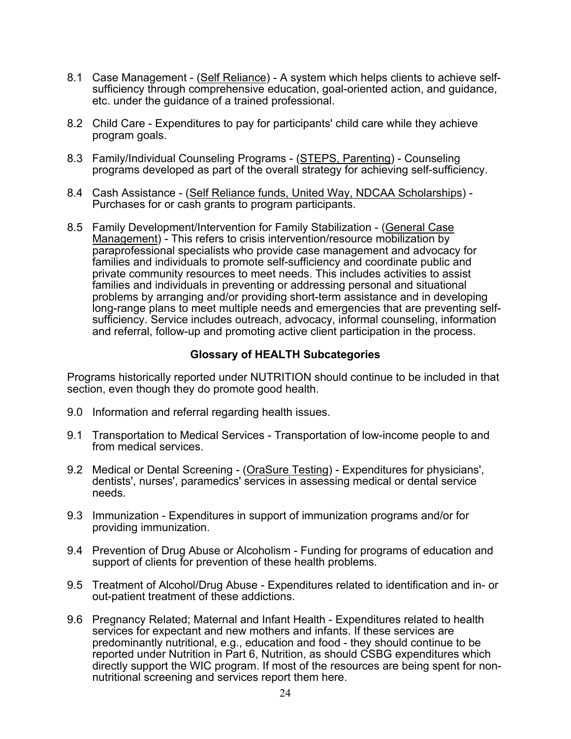8.1 Case Management - (<u>Self Reliance</u>) - A system which helps clients to achieve self-sufficiency through comprehensive education, goal-oriented action, and guidance, etc. under the guidance of a trained professional.

8.2 Child Care - Expenditures to pay for participants' child care while they achieve program goals.

8.3 Family/Individual Counseling Programs - (<u>STEPS, Parenting</u>) - Counseling programs developed as part of the overall strategy for achieving self-sufficiency.

8.4 Cash Assistance - (<u>Self Reliance funds, United Way, NDCAA Scholarships</u>) - Purchases for or cash grants to program participants.

8.5 Family Development/Intervention for Family Stabilization - (<u>General Case Management</u>) - This refers to crisis intervention/resource mobilization by paraprofessional specialists who provide case management and advocacy for families and individuals to promote self-sufficiency and coordinate public and private community resources to meet needs. This includes activities to assist families and individuals in preventing or addressing personal and situational problems by arranging and/or providing short-term assistance and in developing long-range plans to meet multiple needs and emergencies that are preventing self-sufficiency. Service includes outreach, advocacy, informal counseling, information and referral, follow-up and promoting active client participation in the process.

**Glossary of HEALTH Subcategories**

Programs historically reported under NUTRITION should continue to be included in that section, even though they do promote good health.

9.0 Information and referral regarding health issues.

9.1 Transportation to Medical Services - Transportation of low-income people to and from medical services.

9.2 Medical or Dental Screening - (<u>OraSure Testing</u>) - Expenditures for physicians', dentists', nurses', paramedics' services in assessing medical or dental service needs.

9.3 Immunization - Expenditures in support of immunization programs and/or for providing immunization.

9.4 Prevention of Drug Abuse or Alcoholism - Funding for programs of education and support of clients for prevention of these health problems.

9.5 Treatment of Alcohol/Drug Abuse - Expenditures related to identification and in- or out-patient treatment of these addictions.

9.6 Pregnancy Related; Maternal and Infant Health - Expenditures related to health services for expectant and new mothers and infants. If these services are predominantly nutritional, e.g., education and food - they should continue to be reported under Nutrition in Part 6, Nutrition, as should CSBG expenditures which directly support the WIC program. If most of the resources are being spent for non-nutritional screening and services report them here.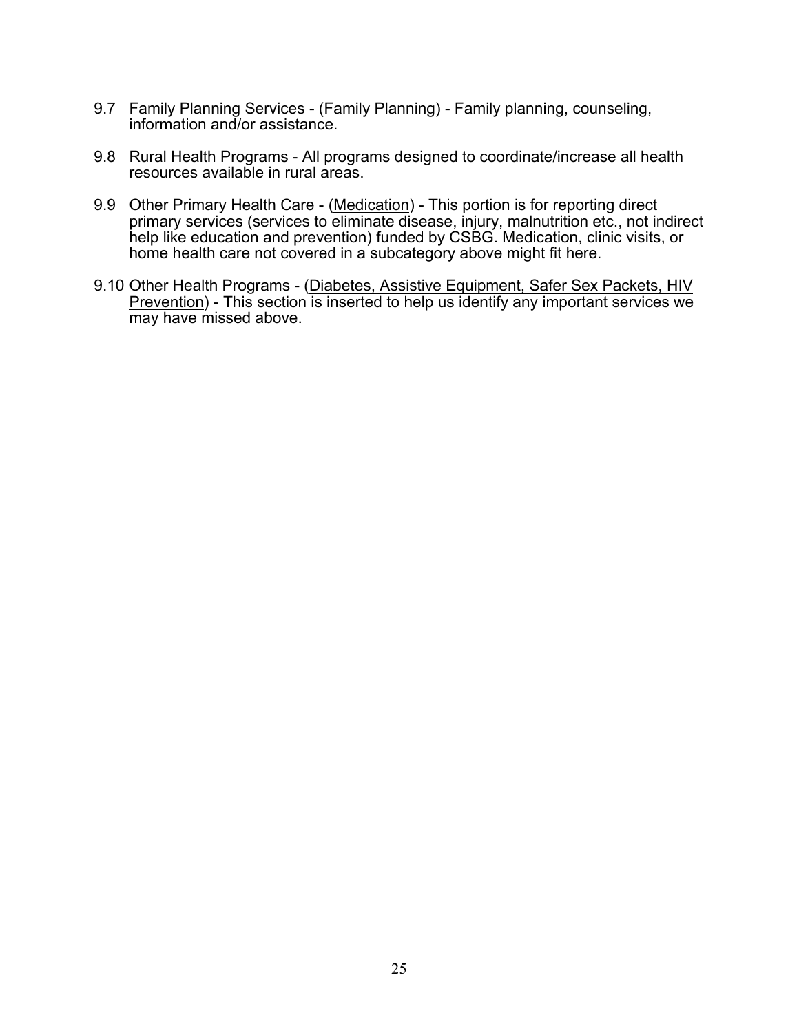9.7 Family Planning Services - (<u>Family Planning</u>) - Family planning, counseling, information and/or assistance.

9.8 Rural Health Programs - All programs designed to coordinate/increase all health resources available in rural areas.

9.9 Other Primary Health Care - (<u>Medication</u>) - This portion is for reporting direct primary services (services to eliminate disease, injury, malnutrition etc., not indirect help like education and prevention) funded by CSBG. Medication, clinic visits, or home health care not covered in a subcategory above might fit here.

9.10 Other Health Programs - (<u>Diabetes, Assistive Equipment, Safer Sex Packets, HIV Prevention</u>) - This section is inserted to help us identify any important services we may have missed above.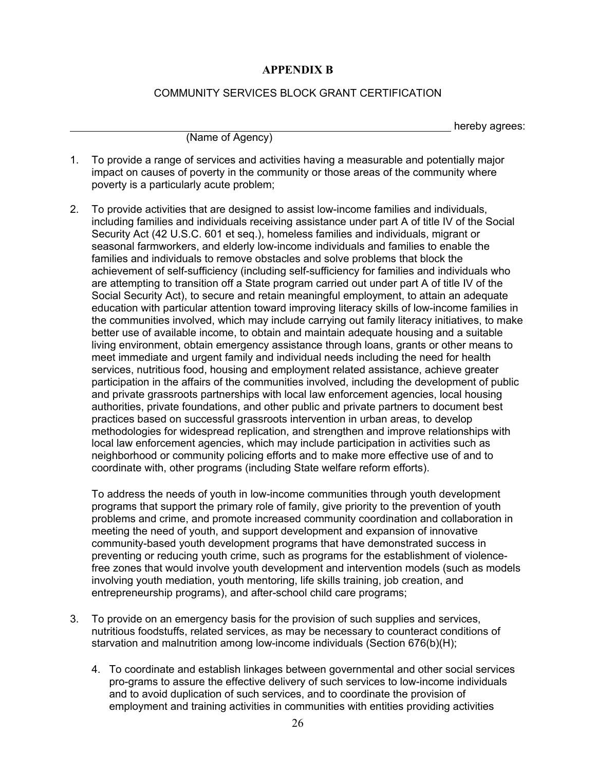## APPENDIX B

COMMUNITY SERVICES BLOCK GRANT CERTIFICATION

______________________________________________ hereby agrees:
(Name of Agency)

1. To provide a range of services and activities having a measurable and potentially major impact on causes of poverty in the community or those areas of the community where poverty is a particularly acute problem;

2. To provide activities that are designed to assist low-income families and individuals, including families and individuals receiving assistance under part A of title IV of the Social Security Act (42 U.S.C. 601 et seq.), homeless families and individuals, migrant or seasonal farmworkers, and elderly low-income individuals and families to enable the families and individuals to remove obstacles and solve problems that block the achievement of self-sufficiency (including self-sufficiency for families and individuals who are attempting to transition off a State program carried out under part A of title IV of the Social Security Act), to secure and retain meaningful employment, to attain an adequate education with particular attention toward improving literacy skills of low-income families in the communities involved, which may include carrying out family literacy initiatives, to make better use of available income, to obtain and maintain adequate housing and a suitable living environment, obtain emergency assistance through loans, grants or other means to meet immediate and urgent family and individual needs including the need for health services, nutritious food, housing and employment related assistance, achieve greater participation in the affairs of the communities involved, including the development of public and private grassroots partnerships with local law enforcement agencies, local housing authorities, private foundations, and other public and private partners to document best practices based on successful grassroots intervention in urban areas, to develop methodologies for widespread replication, and strengthen and improve relationships with local law enforcement agencies, which may include participation in activities such as neighborhood or community policing efforts and to make more effective use of and to coordinate with, other programs (including State welfare reform efforts).

   To address the needs of youth in low-income communities through youth development programs that support the primary role of family, give priority to the prevention of youth problems and crime, and promote increased community coordination and collaboration in meeting the need of youth, and support development and expansion of innovative community-based youth development programs that have demonstrated success in preventing or reducing youth crime, such as programs for the establishment of violence-free zones that would involve youth development and intervention models (such as models involving youth mediation, youth mentoring, life skills training, job creation, and entrepreneurship programs), and after-school child care programs;

3. To provide on an emergency basis for the provision of such supplies and services, nutritious foodstuffs, related services, as may be necessary to counteract conditions of starvation and malnutrition among low-income individuals (Section 676(b)(H);

4. To coordinate and establish linkages between governmental and other social services pro-grams to assure the effective delivery of such services to low-income individuals and to avoid duplication of such services, and to coordinate the provision of employment and training activities in communities with entities providing activities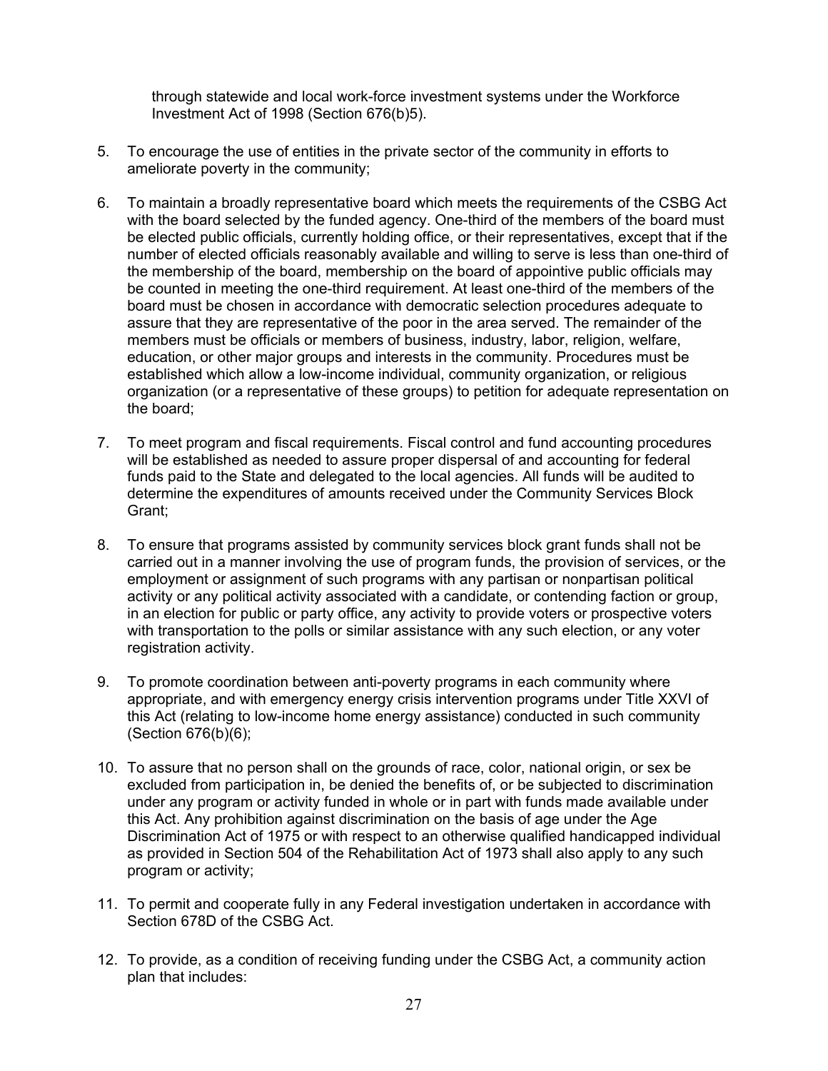through statewide and local work-force investment systems under the Workforce Investment Act of 1998 (Section 676(b)5).

5. To encourage the use of entities in the private sector of the community in efforts to ameliorate poverty in the community;

6. To maintain a broadly representative board which meets the requirements of the CSBG Act with the board selected by the funded agency. One-third of the members of the board must be elected public officials, currently holding office, or their representatives, except that if the number of elected officials reasonably available and willing to serve is less than one-third of the membership of the board, membership on the board of appointive public officials may be counted in meeting the one-third requirement. At least one-third of the members of the board must be chosen in accordance with democratic selection procedures adequate to assure that they are representative of the poor in the area served. The remainder of the members must be officials or members of business, industry, labor, religion, welfare, education, or other major groups and interests in the community. Procedures must be established which allow a low-income individual, community organization, or religious organization (or a representative of these groups) to petition for adequate representation on the board;

7. To meet program and fiscal requirements. Fiscal control and fund accounting procedures will be established as needed to assure proper dispersal of and accounting for federal funds paid to the State and delegated to the local agencies. All funds will be audited to determine the expenditures of amounts received under the Community Services Block Grant;

8. To ensure that programs assisted by community services block grant funds shall not be carried out in a manner involving the use of program funds, the provision of services, or the employment or assignment of such programs with any partisan or nonpartisan political activity or any political activity associated with a candidate, or contending faction or group, in an election for public or party office, any activity to provide voters or prospective voters with transportation to the polls or similar assistance with any such election, or any voter registration activity.

9. To promote coordination between anti-poverty programs in each community where appropriate, and with emergency energy crisis intervention programs under Title XXVI of this Act (relating to low-income home energy assistance) conducted in such community (Section 676(b)(6);

10. To assure that no person shall on the grounds of race, color, national origin, or sex be excluded from participation in, be denied the benefits of, or be subjected to discrimination under any program or activity funded in whole or in part with funds made available under this Act. Any prohibition against discrimination on the basis of age under the Age Discrimination Act of 1975 or with respect to an otherwise qualified handicapped individual as provided in Section 504 of the Rehabilitation Act of 1973 shall also apply to any such program or activity;

11. To permit and cooperate fully in any Federal investigation undertaken in accordance with Section 678D of the CSBG Act.

12. To provide, as a condition of receiving funding under the CSBG Act, a community action plan that includes: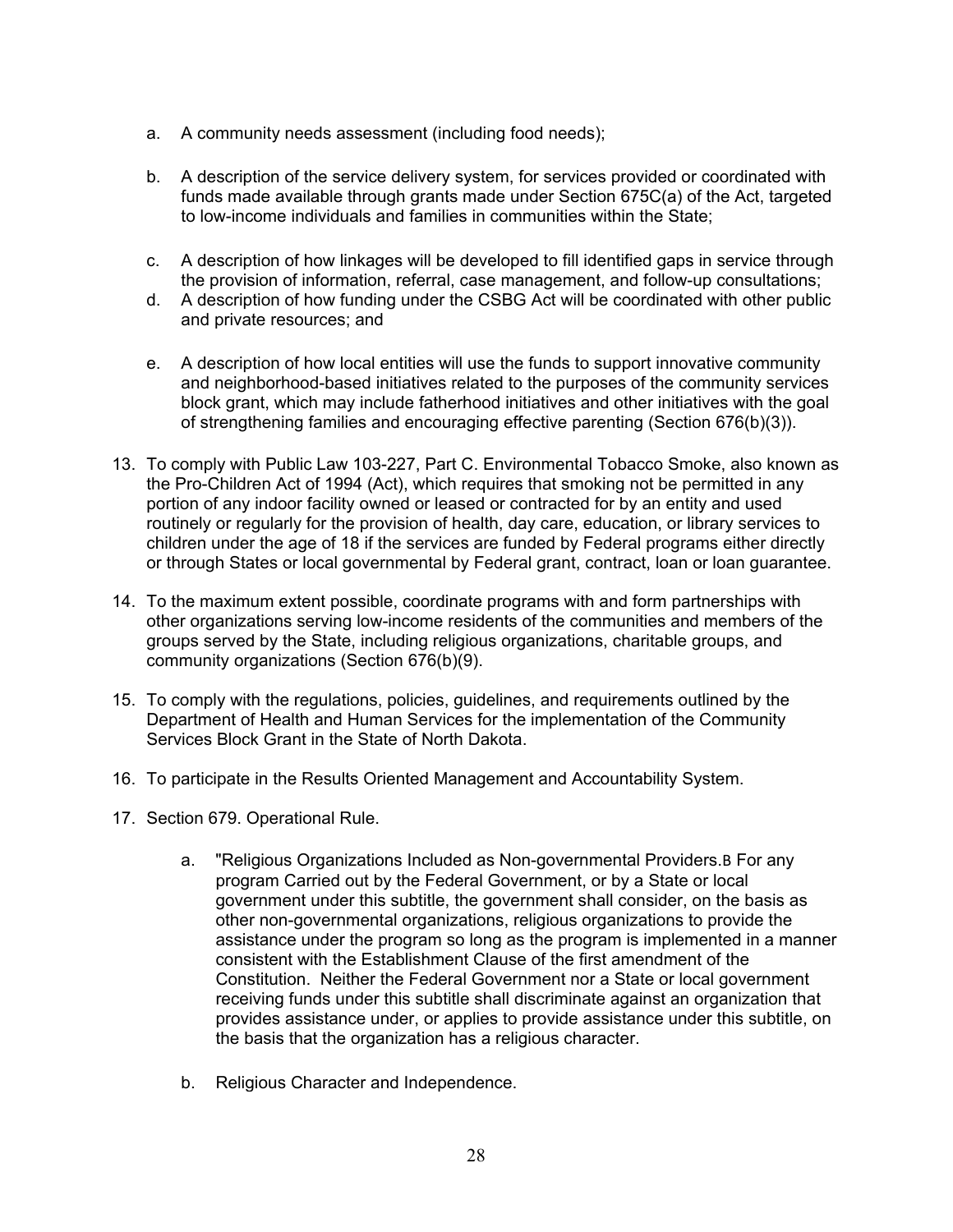a. A community needs assessment (including food needs);

b. A description of the service delivery system, for services provided or coordinated with funds made available through grants made under Section 675C(a) of the Act, targeted to low-income individuals and families in communities within the State;

c. A description of how linkages will be developed to fill identified gaps in service through the provision of information, referral, case management, and follow-up consultations;

d. A description of how funding under the CSBG Act will be coordinated with other public and private resources; and

e. A description of how local entities will use the funds to support innovative community and neighborhood-based initiatives related to the purposes of the community services block grant, which may include fatherhood initiatives and other initiatives with the goal of strengthening families and encouraging effective parenting (Section 676(b)(3)).

13. To comply with Public Law 103-227, Part C. Environmental Tobacco Smoke, also known as the Pro-Children Act of 1994 (Act), which requires that smoking not be permitted in any portion of any indoor facility owned or leased or contracted for by an entity and used routinely or regularly for the provision of health, day care, education, or library services to children under the age of 18 if the services are funded by Federal programs either directly or through States or local governmental by Federal grant, contract, loan or loan guarantee.

14. To the maximum extent possible, coordinate programs with and form partnerships with other organizations serving low-income residents of the communities and members of the groups served by the State, including religious organizations, charitable groups, and community organizations (Section 676(b)(9).

15. To comply with the regulations, policies, guidelines, and requirements outlined by the Department of Health and Human Services for the implementation of the Community Services Block Grant in the State of North Dakota.

16. To participate in the Results Oriented Management and Accountability System.

17. Section 679. Operational Rule.

    a. "Religious Organizations Included as Non-governmental Providers.B For any program Carried out by the Federal Government, or by a State or local government under this subtitle, the government shall consider, on the basis as other non-governmental organizations, religious organizations to provide the assistance under the program so long as the program is implemented in a manner consistent with the Establishment Clause of the first amendment of the Constitution. Neither the Federal Government nor a State or local government receiving funds under this subtitle shall discriminate against an organization that provides assistance under, or applies to provide assistance under this subtitle, on the basis that the organization has a religious character.

    b. Religious Character and Independence.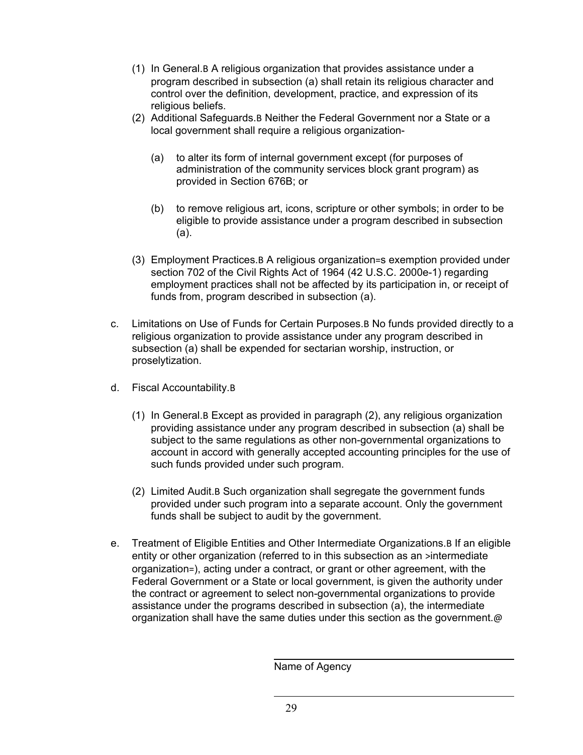(1) In General.B A religious organization that provides assistance under a program described in subsection (a) shall retain its religious character and control over the definition, development, practice, and expression of its religious beliefs.

(2) Additional Safeguards.B Neither the Federal Government nor a State or a local government shall require a religious organization-

   (a) to alter its form of internal government except (for purposes of administration of the community services block grant program) as provided in Section 676B; or

   (b) to remove religious art, icons, scripture or other symbols; in order to be eligible to provide assistance under a program described in subsection (a).

(3) Employment Practices.B A religious organization=s exemption provided under section 702 of the Civil Rights Act of 1964 (42 U.S.C. 2000e-1) regarding employment practices shall not be affected by its participation in, or receipt of funds from, program described in subsection (a).

c. Limitations on Use of Funds for Certain Purposes.B No funds provided directly to a religious organization to provide assistance under any program described in subsection (a) shall be expended for sectarian worship, instruction, or proselytization.

d. Fiscal Accountability.B

   (1) In General.B Except as provided in paragraph (2), any religious organization providing assistance under any program described in subsection (a) shall be subject to the same regulations as other non-governmental organizations to account in accord with generally accepted accounting principles for the use of such funds provided under such program.

   (2) Limited Audit.B Such organization shall segregate the government funds provided under such program into a separate account. Only the government funds shall be subject to audit by the government.

e. Treatment of Eligible Entities and Other Intermediate Organizations.B If an eligible entity or other organization (referred to in this subsection as an >intermediate organization=), acting under a contract, or grant or other agreement, with the Federal Government or a State or local government, is given the authority under the contract or agreement to select non-governmental organizations to provide assistance under the programs described in subsection (a), the intermediate organization shall have the same duties under this section as the government.@

_______________________________

Name of Agency

_______________________________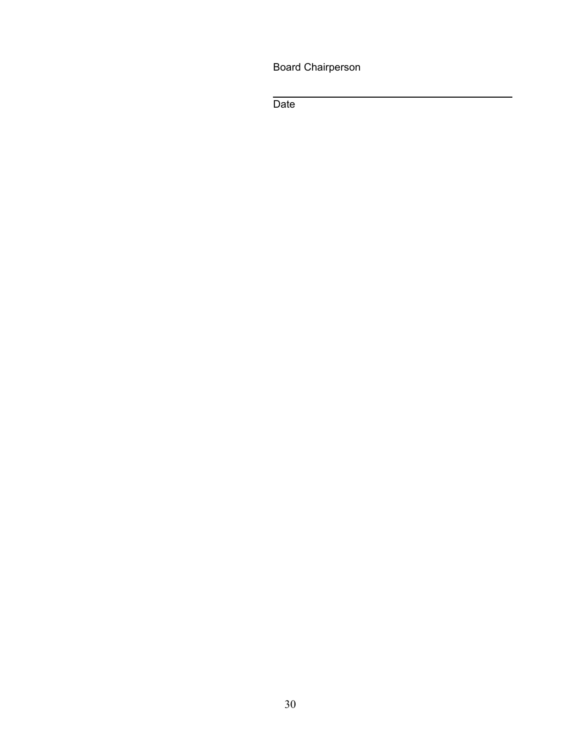Board Chairperson

\_\_\_\_\_\_\_\_\_\_\_\_\_\_\_\_\_\_\_\_\_\_\_\_\_\_\_\_\_\_\_\_\_\_\_\_\_\_\_\_

Date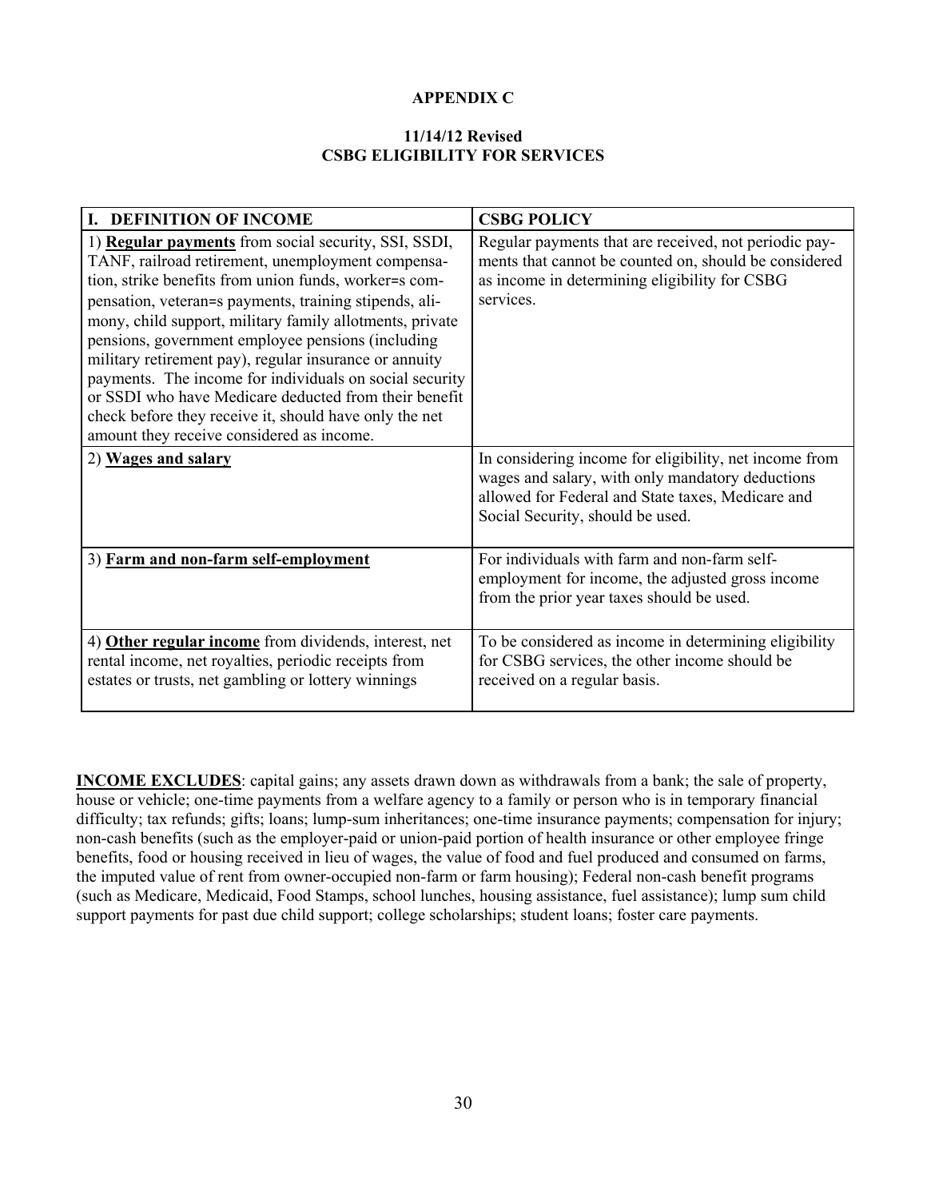**APPENDIX C**

**11/14/12 Revised**
**CSBG ELIGIBILITY FOR SERVICES**

| I. DEFINITION OF INCOME | CSBG POLICY |
|---|---|
| 1) **Regular payments** from social security, SSI, SSDI, TANF, railroad retirement, unemployment compensation, strike benefits from union funds, worker=s compensation, veteran=s payments, training stipends, alimony, child support, military family allotments, private pensions, government employee pensions (including military retirement pay), regular insurance or annuity payments. The income for individuals on social security or SSDI who have Medicare deducted from their benefit check before they receive it, should have only the net amount they receive considered as income. | Regular payments that are received, not periodic payments that cannot be counted on, should be considered as income in determining eligibility for CSBG services. |
| 2) **Wages and salary** | In considering income for eligibility, net income from wages and salary, with only mandatory deductions allowed for Federal and State taxes, Medicare and Social Security, should be used. |
| 3) **Farm and non-farm self-employment** | For individuals with farm and non-farm self-employment for income, the adjusted gross income from the prior year taxes should be used. |
| 4) **Other regular income** from dividends, interest, net rental income, net royalties, periodic receipts from estates or trusts, net gambling or lottery winnings | To be considered as income in determining eligibility for CSBG services, the other income should be received on a regular basis. |

**INCOME EXCLUDES**: capital gains; any assets drawn down as withdrawals from a bank; the sale of property, house or vehicle; one-time payments from a welfare agency to a family or person who is in temporary financial difficulty; tax refunds; gifts; loans; lump-sum inheritances; one-time insurance payments; compensation for injury; non-cash benefits (such as the employer-paid or union-paid portion of health insurance or other employee fringe benefits, food or housing received in lieu of wages, the value of food and fuel produced and consumed on farms, the imputed value of rent from owner-occupied non-farm or farm housing); Federal non-cash benefit programs (such as Medicare, Medicaid, Food Stamps, school lunches, housing assistance, fuel assistance); lump sum child support payments for past due child support; college scholarships; student loans; foster care payments.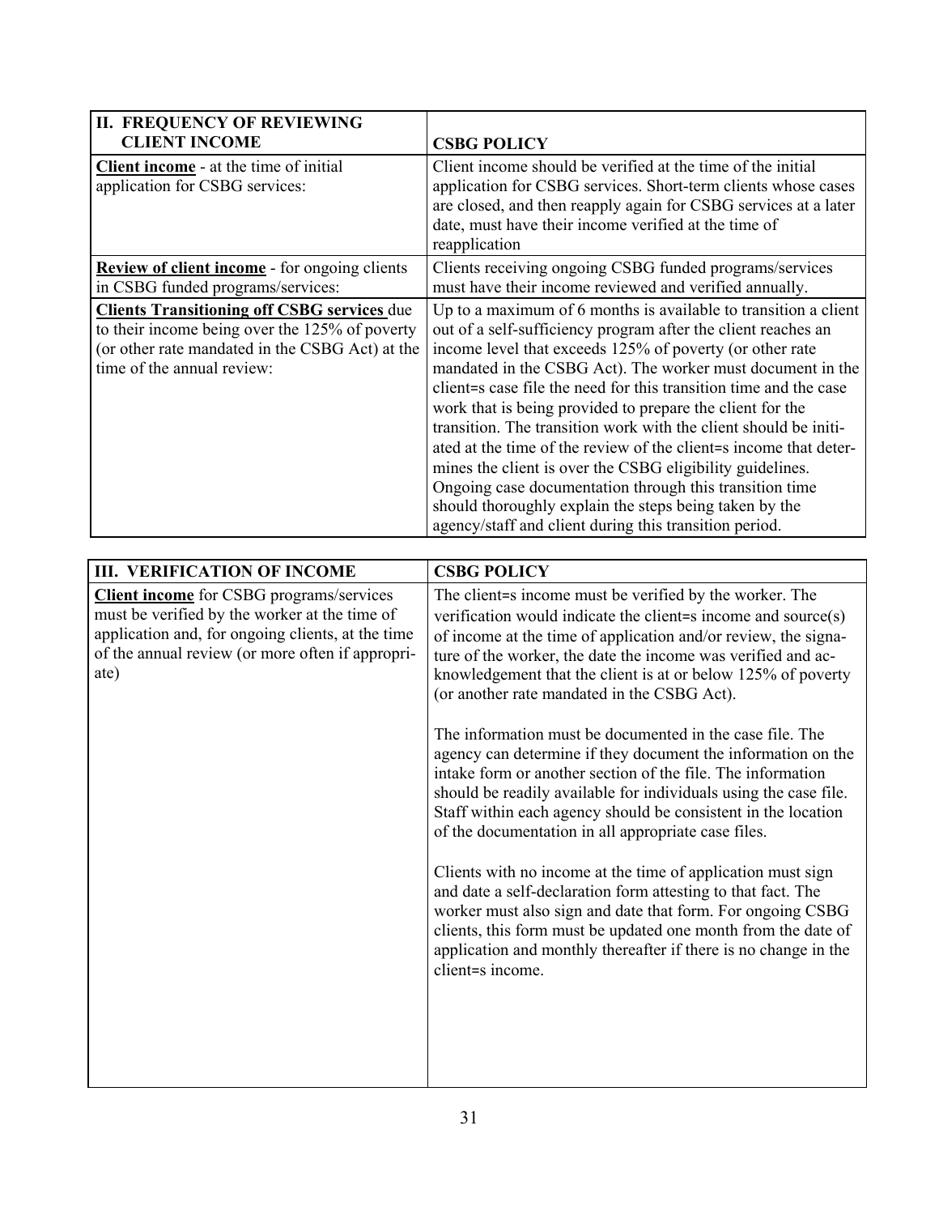| II. FREQUENCY OF REVIEWING CLIENT INCOME | CSBG POLICY |
|---|---|
| **Client income** - at the time of initial application for CSBG services: | Client income should be verified at the time of the initial application for CSBG services. Short-term clients whose cases are closed, and then reapply again for CSBG services at a later date, must have their income verified at the time of reapplication |
| **Review of client income** - for ongoing clients in CSBG funded programs/services: | Clients receiving ongoing CSBG funded programs/services must have their income reviewed and verified annually. |
| **Clients Transitioning off CSBG services** due to their income being over the 125% of poverty (or other rate mandated in the CSBG Act) at the time of the annual review: | Up to a maximum of 6 months is available to transition a client out of a self-sufficiency program after the client reaches an income level that exceeds 125% of poverty (or other rate mandated in the CSBG Act). The worker must document in the client=s case file the need for this transition time and the case work that is being provided to prepare the client for the transition. The transition work with the client should be initiated at the time of the review of the client=s income that determines the client is over the CSBG eligibility guidelines. Ongoing case documentation through this transition time should thoroughly explain the steps being taken by the agency/staff and client during this transition period. |

| III. VERIFICATION OF INCOME | CSBG POLICY |
|---|---|
| **Client income** for CSBG programs/services must be verified by the worker at the time of application and, for ongoing clients, at the time of the annual review (or more often if appropriate) | The client=s income must be verified by the worker. The verification would indicate the client=s income and source(s) of income at the time of application and/or review, the signature of the worker, the date the income was verified and acknowledgement that the client is at or below 125% of poverty (or another rate mandated in the CSBG Act).<br><br>The information must be documented in the case file. The agency can determine if they document the information on the intake form or another section of the file. The information should be readily available for individuals using the case file. Staff within each agency should be consistent in the location of the documentation in all appropriate case files.<br><br>Clients with no income at the time of application must sign and date a self-declaration form attesting to that fact. The worker must also sign and date that form. For ongoing CSBG clients, this form must be updated one month from the date of application and monthly thereafter if there is no change in the client=s income. |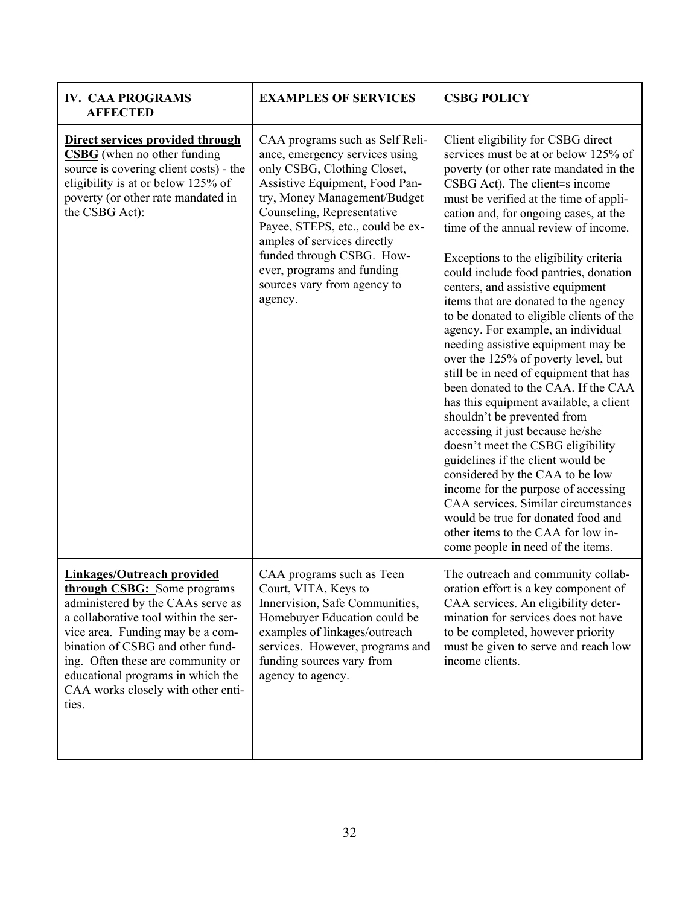| **IV. CAA PROGRAMS AFFECTED** | **EXAMPLES OF SERVICES** | **CSBG POLICY** |
|---|---|---|
| **Direct services provided through CSBG** (when no other funding source is covering client costs) - the eligibility is at or below 125% of poverty (or other rate mandated in the CSBG Act): | CAA programs such as Self Reliance, emergency services using only CSBG, Clothing Closet, Assistive Equipment, Food Pantry, Money Management/Budget Counseling, Representative Payee, STEPS, etc., could be examples of services directly funded through CSBG. However, programs and funding sources vary from agency to agency. | Client eligibility for CSBG direct services must be at or below 125% of poverty (or other rate mandated in the CSBG Act). The client=s income must be verified at the time of application and, for ongoing cases, at the time of the annual review of income.<br><br>Exceptions to the eligibility criteria could include food pantries, donation centers, and assistive equipment items that are donated to the agency to be donated to eligible clients of the agency. For example, an individual needing assistive equipment may be over the 125% of poverty level, but still be in need of equipment that has been donated to the CAA. If the CAA has this equipment available, a client shouldn't be prevented from accessing it just because he/she doesn't meet the CSBG eligibility guidelines if the client would be considered by the CAA to be low income for the purpose of accessing CAA services. Similar circumstances would be true for donated food and other items to the CAA for low income people in need of the items. |
| **Linkages/Outreach provided through CSBG:** Some programs administered by the CAAs serve as a collaborative tool within the service area. Funding may be a combination of CSBG and other funding. Often these are community or educational programs in which the CAA works closely with other entities. | CAA programs such as Teen Court, VITA, Keys to Innervision, Safe Communities, Homebuyer Education could be examples of linkages/outreach services. However, programs and funding sources vary from agency to agency. | The outreach and community collaboration effort is a key component of CAA services. An eligibility determination for services does not have to be completed, however priority must be given to serve and reach low income clients. |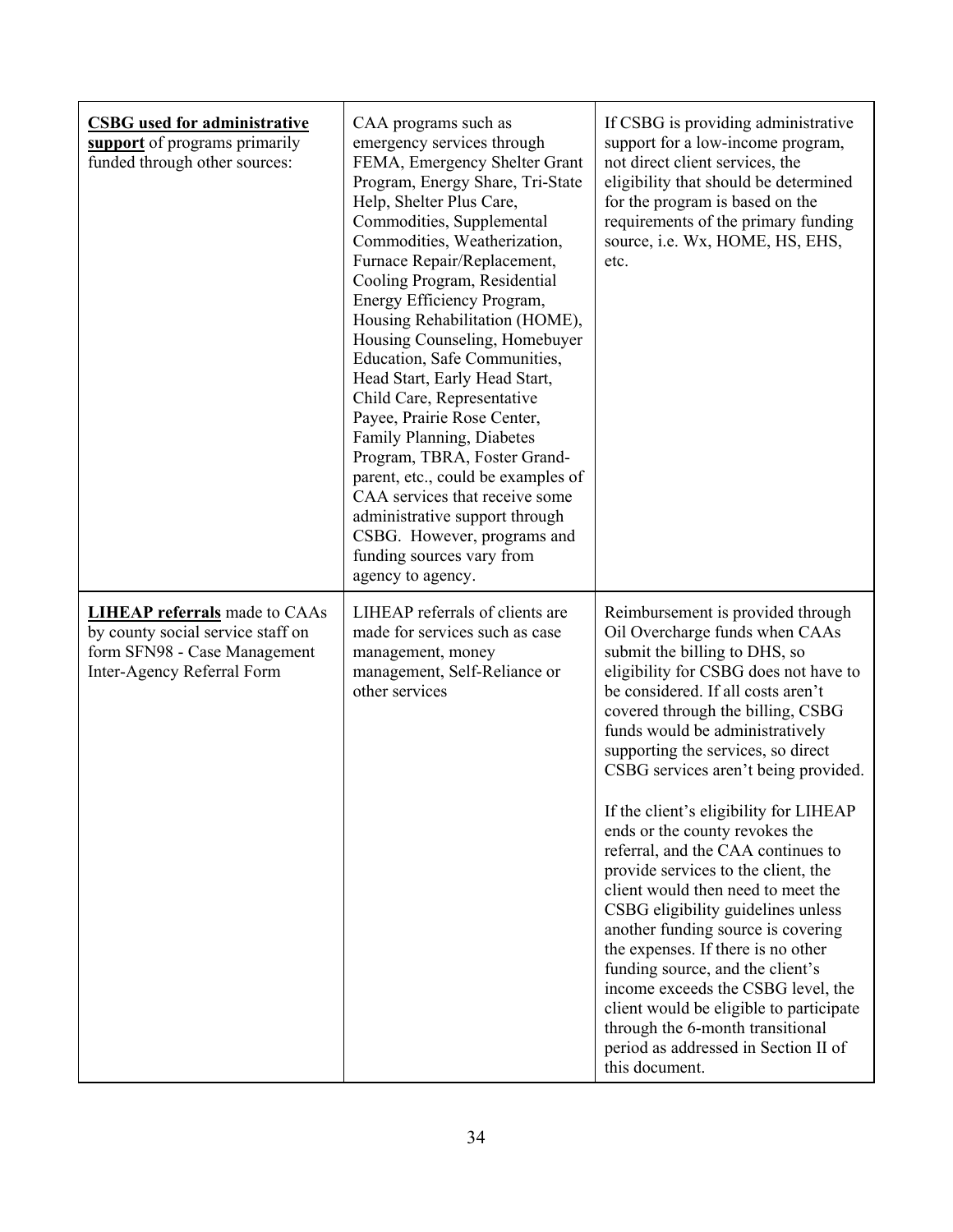| | | |
|---|---|---|
| **<u>CSBG used for administrative support</u>** of programs primarily funded through other sources: | CAA programs such as emergency services through FEMA, Emergency Shelter Grant Program, Energy Share, Tri-State Help, Shelter Plus Care, Commodities, Supplemental Commodities, Weatherization, Furnace Repair/Replacement, Cooling Program, Residential Energy Efficiency Program, Housing Rehabilitation (HOME), Housing Counseling, Homebuyer Education, Safe Communities, Head Start, Early Head Start, Child Care, Representative Payee, Prairie Rose Center, Family Planning, Diabetes Program, TBRA, Foster Grand-parent, etc., could be examples of CAA services that receive some administrative support through CSBG. However, programs and funding sources vary from agency to agency. | If CSBG is providing administrative support for a low-income program, not direct client services, the eligibility that should be determined for the program is based on the requirements of the primary funding source, i.e. Wx, HOME, HS, EHS, etc. |
| **<u>LIHEAP referrals</u>** made to CAAs by county social service staff on form SFN98 - Case Management Inter-Agency Referral Form | LIHEAP referrals of clients are made for services such as case management, money management, Self-Reliance or other services | Reimbursement is provided through Oil Overcharge funds when CAAs submit the billing to DHS, so eligibility for CSBG does not have to be considered. If all costs aren't covered through the billing, CSBG funds would be administratively supporting the services, so direct CSBG services aren't being provided.<br><br>If the client's eligibility for LIHEAP ends or the county revokes the referral, and the CAA continues to provide services to the client, the client would then need to meet the CSBG eligibility guidelines unless another funding source is covering the expenses. If there is no other funding source, and the client's income exceeds the CSBG level, the client would be eligible to participate through the 6-month transitional period as addressed in Section II of this document. |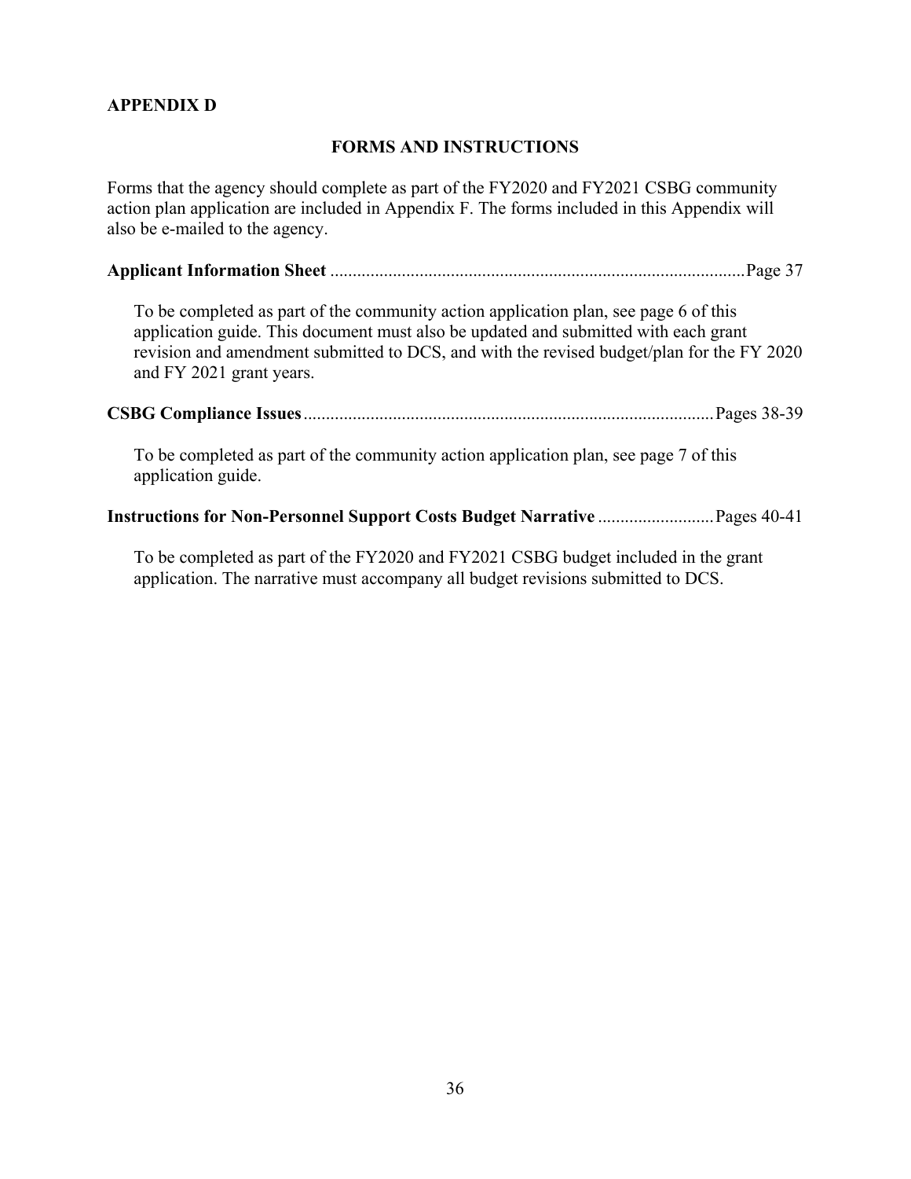**APPENDIX D**

## FORMS AND INSTRUCTIONS

Forms that the agency should complete as part of the FY2020 and FY2021 CSBG community action plan application are included in Appendix F. The forms included in this Appendix will also be e-mailed to the agency.

**Applicant Information Sheet** ............................................................................................Page 37

To be completed as part of the community action application plan, see page 6 of this application guide. This document must also be updated and submitted with each grant revision and amendment submitted to DCS, and with the revised budget/plan for the FY 2020 and FY 2021 grant years.

**CSBG Compliance Issues**............................................................................................Pages 38-39

To be completed as part of the community action application plan, see page 7 of this application guide.

**Instructions for Non-Personnel Support Costs Budget Narrative** ..........................Pages 40-41

To be completed as part of the FY2020 and FY2021 CSBG budget included in the grant application. The narrative must accompany all budget revisions submitted to DCS.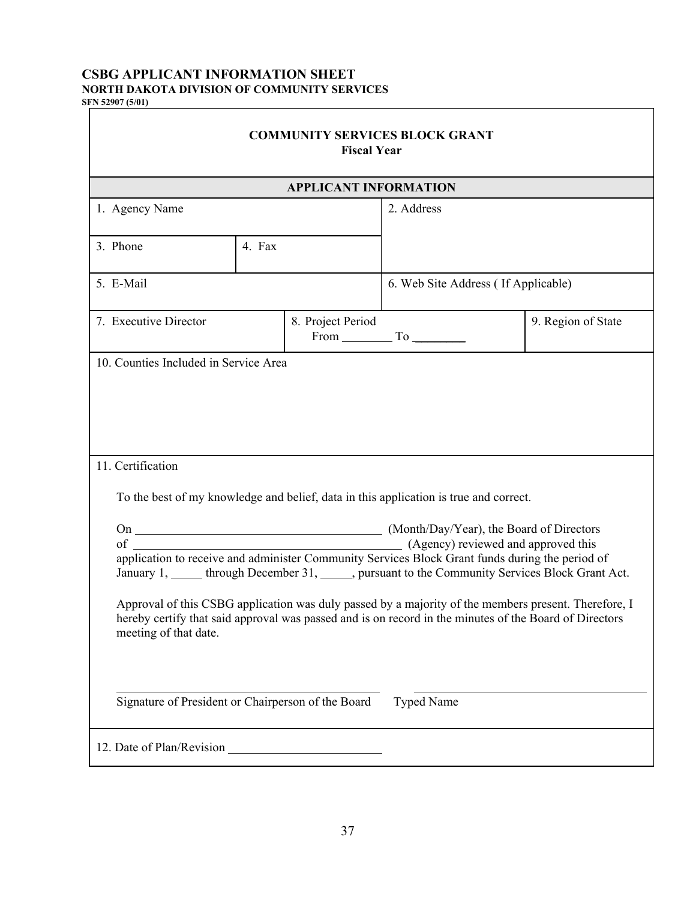**CSBG APPLICANT INFORMATION SHEET**
**NORTH DAKOTA DIVISION OF COMMUNITY SERVICES**
**SFN 52907 (5/01)**

**COMMUNITY SERVICES BLOCK GRANT**
**Fiscal Year**

**APPLICANT INFORMATION**

| | | | |
|---|---|---|---|
| 1. Agency Name | | 2. Address | |
| 3. Phone | 4. Fax | | |
| 5. E-Mail | | 6. Web Site Address ( If Applicable) | |
| 7. Executive Director | 8. Project Period From ________ To ________ | | 9. Region of State |

10. Counties Included in Service Area

11. Certification

To the best of my knowledge and belief, data in this application is true and correct.

On ________________________________________ (Month/Day/Year), the Board of Directors of ____________________________________________ (Agency) reviewed and approved this application to receive and administer Community Services Block Grant funds during the period of January 1, _____ through December 31, _____, pursuant to the Community Services Block Grant Act.

Approval of this CSBG application was duly passed by a majority of the members present. Therefore, I hereby certify that said approval was passed and is on record in the minutes of the Board of Directors meeting of that date.

____________________________________________ ____________________________________________
Signature of President or Chairperson of the Board Typed Name

12. Date of Plan/Revision _________________________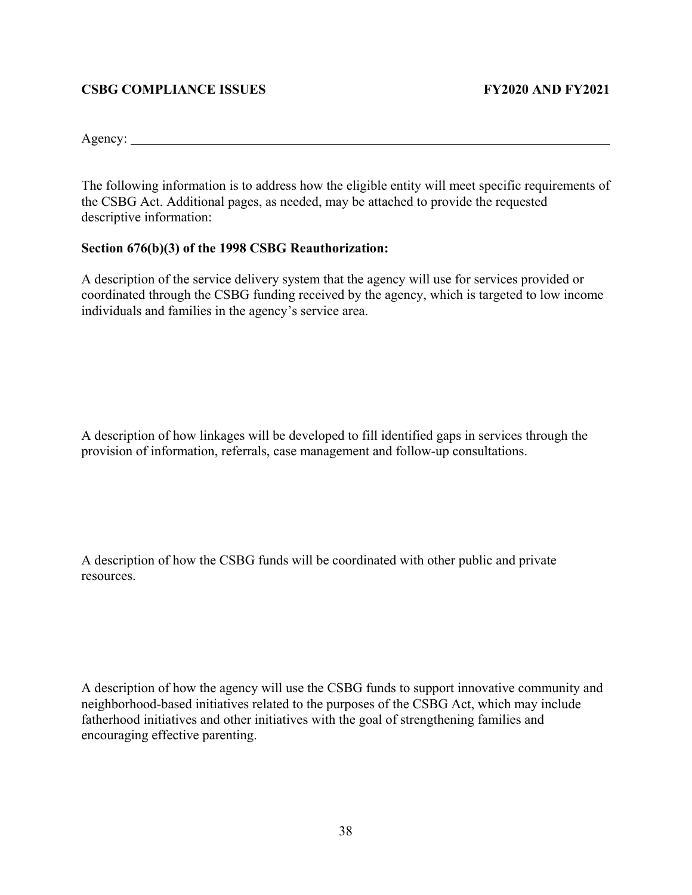**CSBG COMPLIANCE ISSUES FY2020 AND FY2021**

Agency: \_\_\_\_\_\_\_\_\_\_\_\_\_\_\_\_\_\_\_\_\_\_\_\_\_\_\_\_\_\_\_\_\_\_\_\_\_\_\_\_\_\_\_\_\_\_\_\_\_\_\_\_\_\_\_\_\_\_\_\_

The following information is to address how the eligible entity will meet specific requirements of the CSBG Act. Additional pages, as needed, may be attached to provide the requested descriptive information:

**Section 676(b)(3) of the 1998 CSBG Reauthorization:**

A description of the service delivery system that the agency will use for services provided or coordinated through the CSBG funding received by the agency, which is targeted to low income individuals and families in the agency's service area.

A description of how linkages will be developed to fill identified gaps in services through the provision of information, referrals, case management and follow-up consultations.

A description of how the CSBG funds will be coordinated with other public and private resources.

A description of how the agency will use the CSBG funds to support innovative community and neighborhood-based initiatives related to the purposes of the CSBG Act, which may include fatherhood initiatives and other initiatives with the goal of strengthening families and encouraging effective parenting.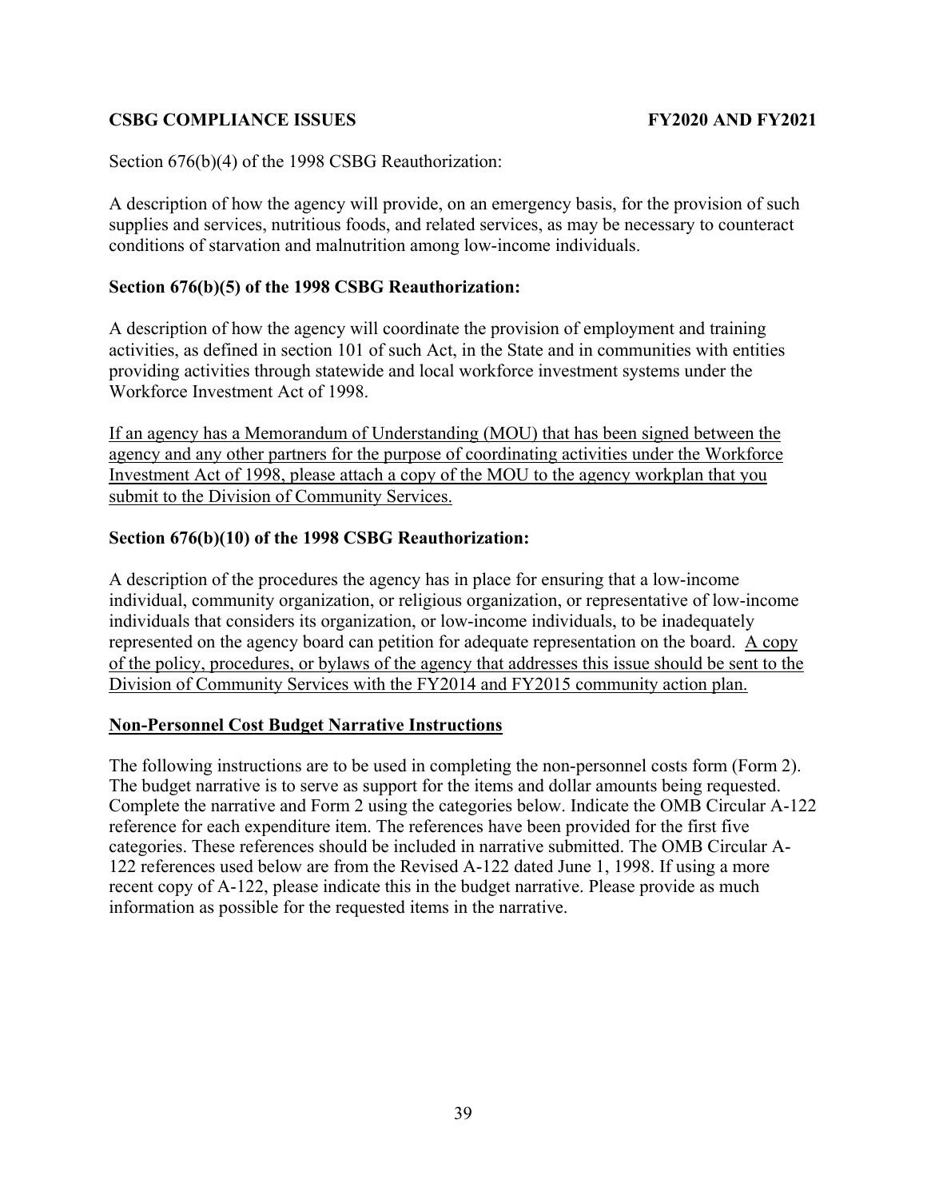**CSBG COMPLIANCE ISSUES FY2020 AND FY2021**

Section 676(b)(4) of the 1998 CSBG Reauthorization:

A description of how the agency will provide, on an emergency basis, for the provision of such supplies and services, nutritious foods, and related services, as may be necessary to counteract conditions of starvation and malnutrition among low-income individuals.

**Section 676(b)(5) of the 1998 CSBG Reauthorization:**

A description of how the agency will coordinate the provision of employment and training activities, as defined in section 101 of such Act, in the State and in communities with entities providing activities through statewide and local workforce investment systems under the Workforce Investment Act of 1998.

<u>If an agency has a Memorandum of Understanding (MOU) that has been signed between the agency and any other partners for the purpose of coordinating activities under the Workforce Investment Act of 1998, please attach a copy of the MOU to the agency workplan that you submit to the Division of Community Services.</u>

**Section 676(b)(10) of the 1998 CSBG Reauthorization:**

A description of the procedures the agency has in place for ensuring that a low-income individual, community organization, or religious organization, or representative of low-income individuals that considers its organization, or low-income individuals, to be inadequately represented on the agency board can petition for adequate representation on the board. <u>A copy of the policy, procedures, or bylaws of the agency that addresses this issue should be sent to the Division of Community Services with the FY2014 and FY2015 community action plan.</u>

**<u>Non-Personnel Cost Budget Narrative Instructions</u>**

The following instructions are to be used in completing the non-personnel costs form (Form 2). The budget narrative is to serve as support for the items and dollar amounts being requested. Complete the narrative and Form 2 using the categories below. Indicate the OMB Circular A-122 reference for each expenditure item. The references have been provided for the first five categories. These references should be included in narrative submitted. The OMB Circular A-122 references used below are from the Revised A-122 dated June 1, 1998. If using a more recent copy of A-122, please indicate this in the budget narrative. Please provide as much information as possible for the requested items in the narrative.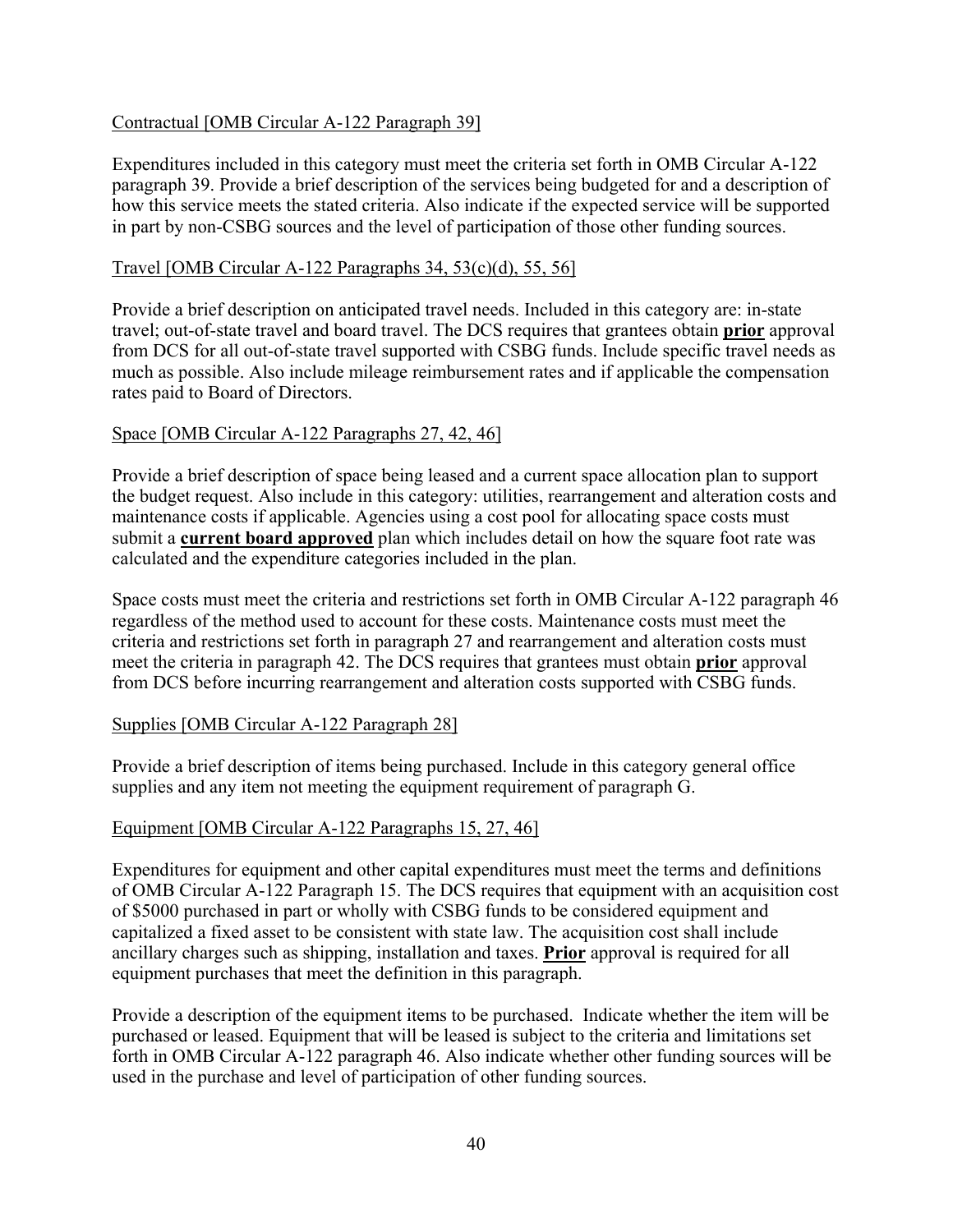<u>Contractual [OMB Circular A-122 Paragraph 39]</u>

Expenditures included in this category must meet the criteria set forth in OMB Circular A-122 paragraph 39. Provide a brief description of the services being budgeted for and a description of how this service meets the stated criteria. Also indicate if the expected service will be supported in part by non-CSBG sources and the level of participation of those other funding sources.

<u>Travel [OMB Circular A-122 Paragraphs 34, 53(c)(d), 55, 56]</u>

Provide a brief description on anticipated travel needs. Included in this category are: in-state travel; out-of-state travel and board travel. The DCS requires that grantees obtain **<u>prior</u>** approval from DCS for all out-of-state travel supported with CSBG funds. Include specific travel needs as much as possible. Also include mileage reimbursement rates and if applicable the compensation rates paid to Board of Directors.

<u>Space [OMB Circular A-122 Paragraphs 27, 42, 46]</u>

Provide a brief description of space being leased and a current space allocation plan to support the budget request. Also include in this category: utilities, rearrangement and alteration costs and maintenance costs if applicable. Agencies using a cost pool for allocating space costs must submit a **<u>current board approved</u>** plan which includes detail on how the square foot rate was calculated and the expenditure categories included in the plan.

Space costs must meet the criteria and restrictions set forth in OMB Circular A-122 paragraph 46 regardless of the method used to account for these costs. Maintenance costs must meet the criteria and restrictions set forth in paragraph 27 and rearrangement and alteration costs must meet the criteria in paragraph 42. The DCS requires that grantees must obtain **<u>prior</u>** approval from DCS before incurring rearrangement and alteration costs supported with CSBG funds.

<u>Supplies [OMB Circular A-122 Paragraph 28]</u>

Provide a brief description of items being purchased. Include in this category general office supplies and any item not meeting the equipment requirement of paragraph G.

<u>Equipment [OMB Circular A-122 Paragraphs 15, 27, 46]</u>

Expenditures for equipment and other capital expenditures must meet the terms and definitions of OMB Circular A-122 Paragraph 15. The DCS requires that equipment with an acquisition cost of $5000 purchased in part or wholly with CSBG funds to be considered equipment and capitalized a fixed asset to be consistent with state law. The acquisition cost shall include ancillary charges such as shipping, installation and taxes. **<u>Prior</u>** approval is required for all equipment purchases that meet the definition in this paragraph.

Provide a description of the equipment items to be purchased. Indicate whether the item will be purchased or leased. Equipment that will be leased is subject to the criteria and limitations set forth in OMB Circular A-122 paragraph 46. Also indicate whether other funding sources will be used in the purchase and level of participation of other funding sources.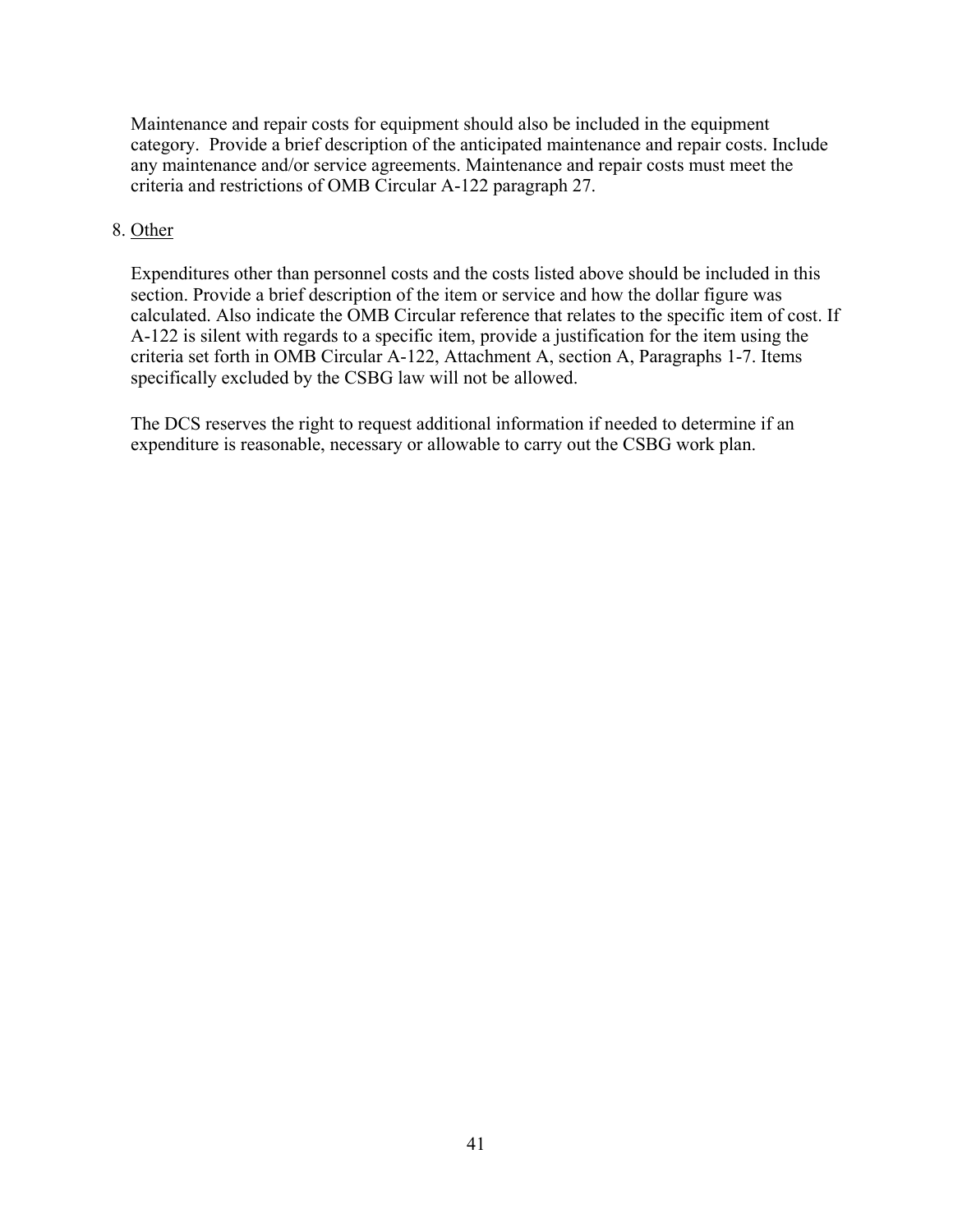Maintenance and repair costs for equipment should also be included in the equipment category. Provide a brief description of the anticipated maintenance and repair costs. Include any maintenance and/or service agreements. Maintenance and repair costs must meet the criteria and restrictions of OMB Circular A-122 paragraph 27.

8. Other

Expenditures other than personnel costs and the costs listed above should be included in this section. Provide a brief description of the item or service and how the dollar figure was calculated. Also indicate the OMB Circular reference that relates to the specific item of cost. If A-122 is silent with regards to a specific item, provide a justification for the item using the criteria set forth in OMB Circular A-122, Attachment A, section A, Paragraphs 1-7. Items specifically excluded by the CSBG law will not be allowed.

The DCS reserves the right to request additional information if needed to determine if an expenditure is reasonable, necessary or allowable to carry out the CSBG work plan.